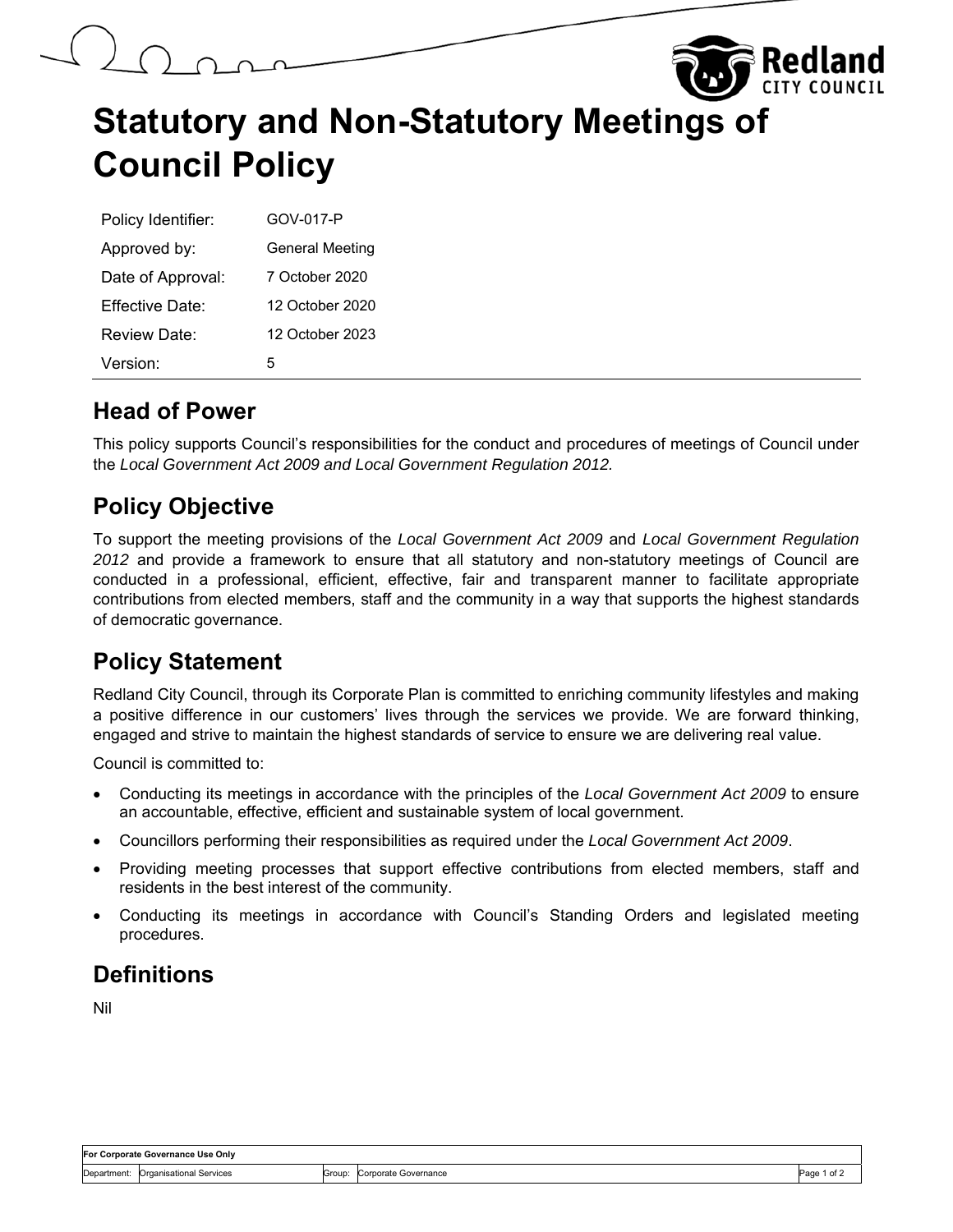# Statutory and Non-Statutory Meetings of Council Policy

| | |
|---|---|
| Policy Identifier: | GOV-017-P |
| Approved by: | General Meeting |
| Date of Approval: | 7 October 2020 |
| Effective Date: | 12 October 2020 |
| Review Date: | 12 October 2023 |
| Version: | 5 |

## Head of Power

This policy supports Council's responsibilities for the conduct and procedures of meetings of Council under the *Local Government Act 2009 and Local Government Regulation 2012.*

## Policy Objective

To support the meeting provisions of the *Local Government Act 2009* and *Local Government Regulation 2012* and provide a framework to ensure that all statutory and non-statutory meetings of Council are conducted in a professional, efficient, effective, fair and transparent manner to facilitate appropriate contributions from elected members, staff and the community in a way that supports the highest standards of democratic governance.

## Policy Statement

Redland City Council, through its Corporate Plan is committed to enriching community lifestyles and making a positive difference in our customers' lives through the services we provide. We are forward thinking, engaged and strive to maintain the highest standards of service to ensure we are delivering real value.

Council is committed to:

- Conducting its meetings in accordance with the principles of the *Local Government Act 2009* to ensure an accountable, effective, efficient and sustainable system of local government.
- Councillors performing their responsibilities as required under the *Local Government Act 2009*.
- Providing meeting processes that support effective contributions from elected members, staff and residents in the best interest of the community.
- Conducting its meetings in accordance with Council's Standing Orders and legislated meeting procedures.

## Definitions

Nil

| For Corporate Governance Use Only | | | |
|---|---|---|---|
| Department: Organisational Services | | Group: Corporate Governance | |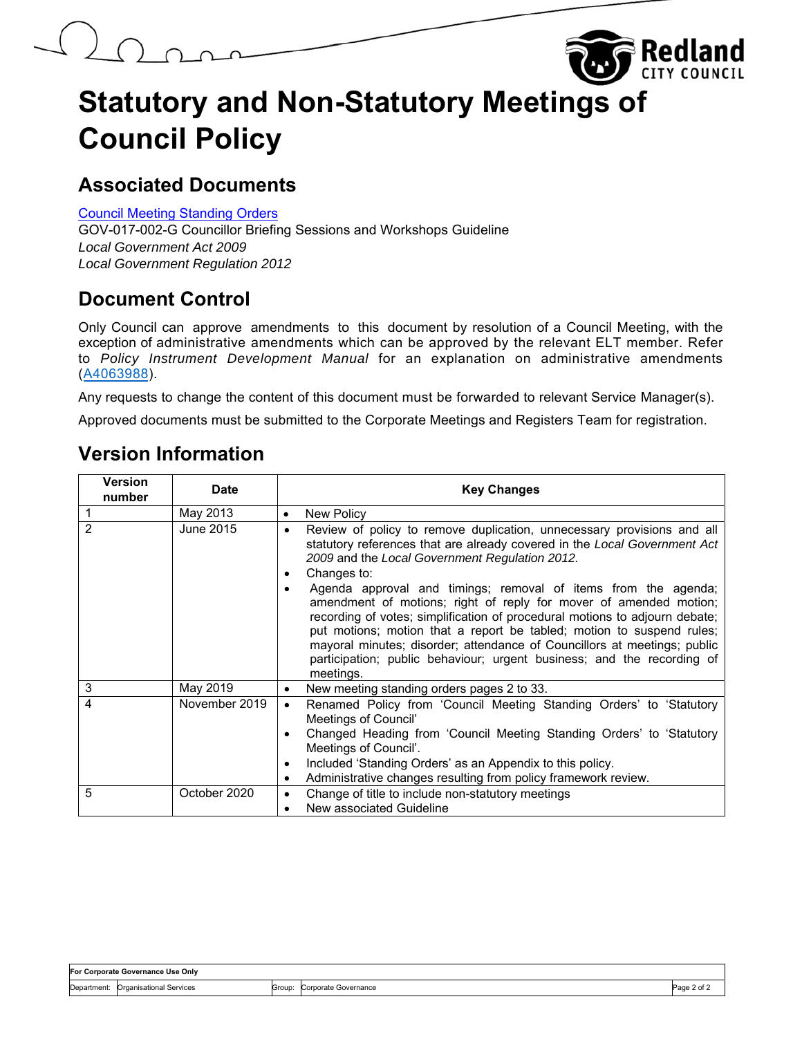# Statutory and Non-Statutory Meetings of Council Policy

## Associated Documents

Council Meeting Standing Orders
GOV-017-002-G Councillor Briefing Sessions and Workshops Guideline
*Local Government Act 2009*
*Local Government Regulation 2012*

## Document Control

Only Council can approve amendments to this document by resolution of a Council Meeting, with the exception of administrative amendments which can be approved by the relevant ELT member. Refer to *Policy Instrument Development Manual* for an explanation on administrative amendments (A4063988).

Any requests to change the content of this document must be forwarded to relevant Service Manager(s).

Approved documents must be submitted to the Corporate Meetings and Registers Team for registration.

## Version Information

| Version number | Date | Key Changes |
|---|---|---|
| 1 | May 2013 | • New Policy |
| 2 | June 2015 | • Review of policy to remove duplication, unnecessary provisions and all statutory references that are already covered in the *Local Government Act 2009* and the *Local Government Regulation 2012*.<br>• Changes to:<br>• Agenda approval and timings; removal of items from the agenda; amendment of motions; right of reply for mover of amended motion; recording of votes; simplification of procedural motions to adjourn debate; put motions; motion that a report be tabled; motion to suspend rules; mayoral minutes; disorder; attendance of Councillors at meetings; public participation; public behaviour; urgent business; and the recording of meetings. |
| 3 | May 2019 | • New meeting standing orders pages 2 to 33. |
| 4 | November 2019 | • Renamed Policy from 'Council Meeting Standing Orders' to 'Statutory Meetings of Council'<br>• Changed Heading from 'Council Meeting Standing Orders' to 'Statutory Meetings of Council'.<br>• Included 'Standing Orders' as an Appendix to this policy.<br>• Administrative changes resulting from policy framework review. |
| 5 | October 2020 | • Change of title to include non-statutory meetings<br>• New associated Guideline |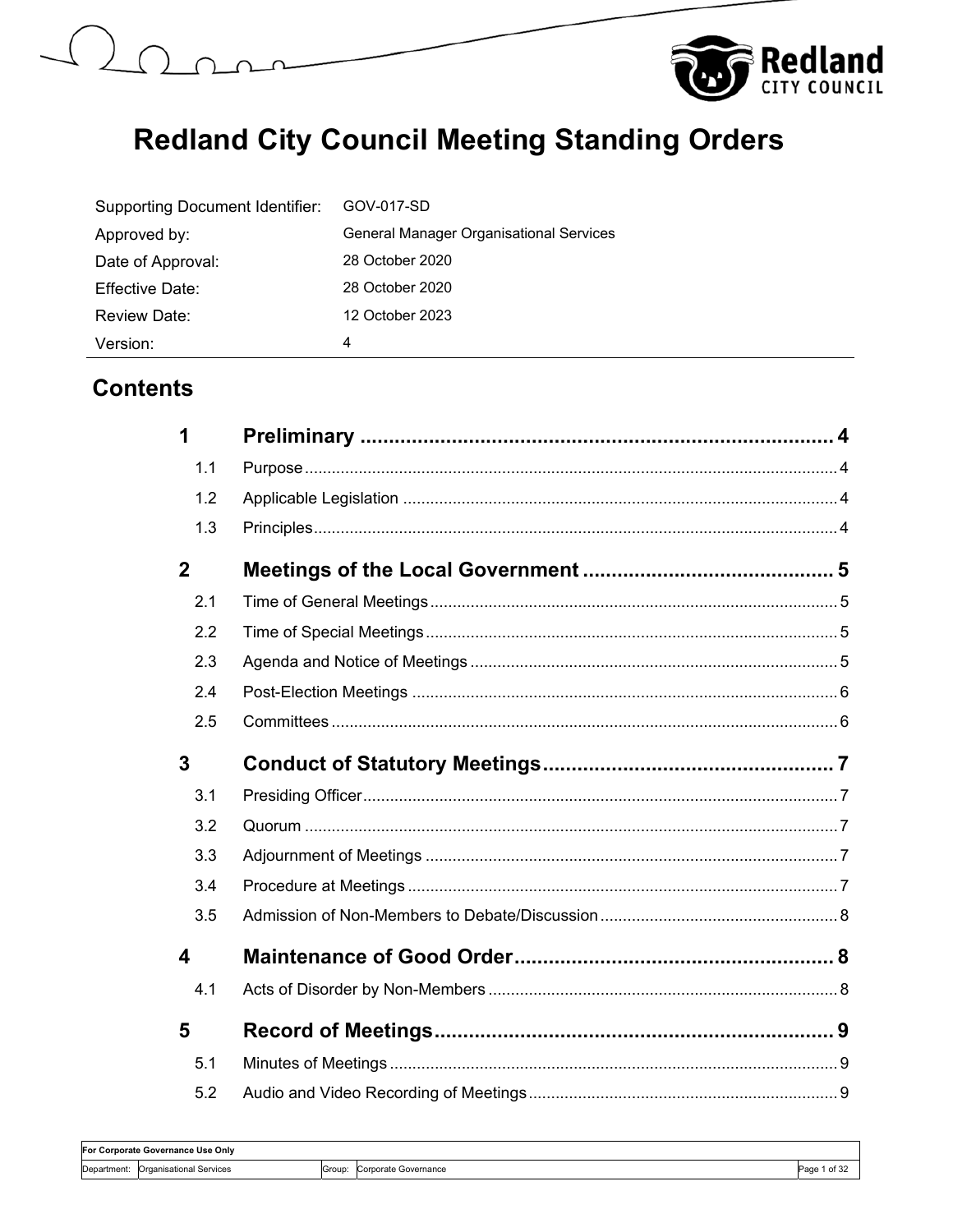# Redland City Council Meeting Standing Orders

| | |
|---|---|
| Supporting Document Identifier: | GOV-017-SD |
| Approved by: | General Manager Organisational Services |
| Date of Approval: | 28 October 2020 |
| Effective Date: | 28 October 2020 |
| Review Date: | 12 October 2023 |
| Version: | 4 |

## Contents

**1 Preliminary ..................................................................... 4**

- 1.1 Purpose ..................................................................... 4
- 1.2 Applicable Legislation ..................................................................... 4
- 1.3 Principles ..................................................................... 4

**2 Meetings of the Local Government ..................................................................... 5**

- 2.1 Time of General Meetings ..................................................................... 5
- 2.2 Time of Special Meetings ..................................................................... 5
- 2.3 Agenda and Notice of Meetings ..................................................................... 5
- 2.4 Post-Election Meetings ..................................................................... 6
- 2.5 Committees ..................................................................... 6

**3 Conduct of Statutory Meetings ..................................................................... 7**

- 3.1 Presiding Officer ..................................................................... 7
- 3.2 Quorum ..................................................................... 7
- 3.3 Adjournment of Meetings ..................................................................... 7
- 3.4 Procedure at Meetings ..................................................................... 7
- 3.5 Admission of Non-Members to Debate/Discussion ..................................................................... 8

**4 Maintenance of Good Order ..................................................................... 8**

- 4.1 Acts of Disorder by Non-Members ..................................................................... 8

**5 Record of Meetings ..................................................................... 9**

- 5.1 Minutes of Meetings ..................................................................... 9
- 5.2 Audio and Video Recording of Meetings ..................................................................... 9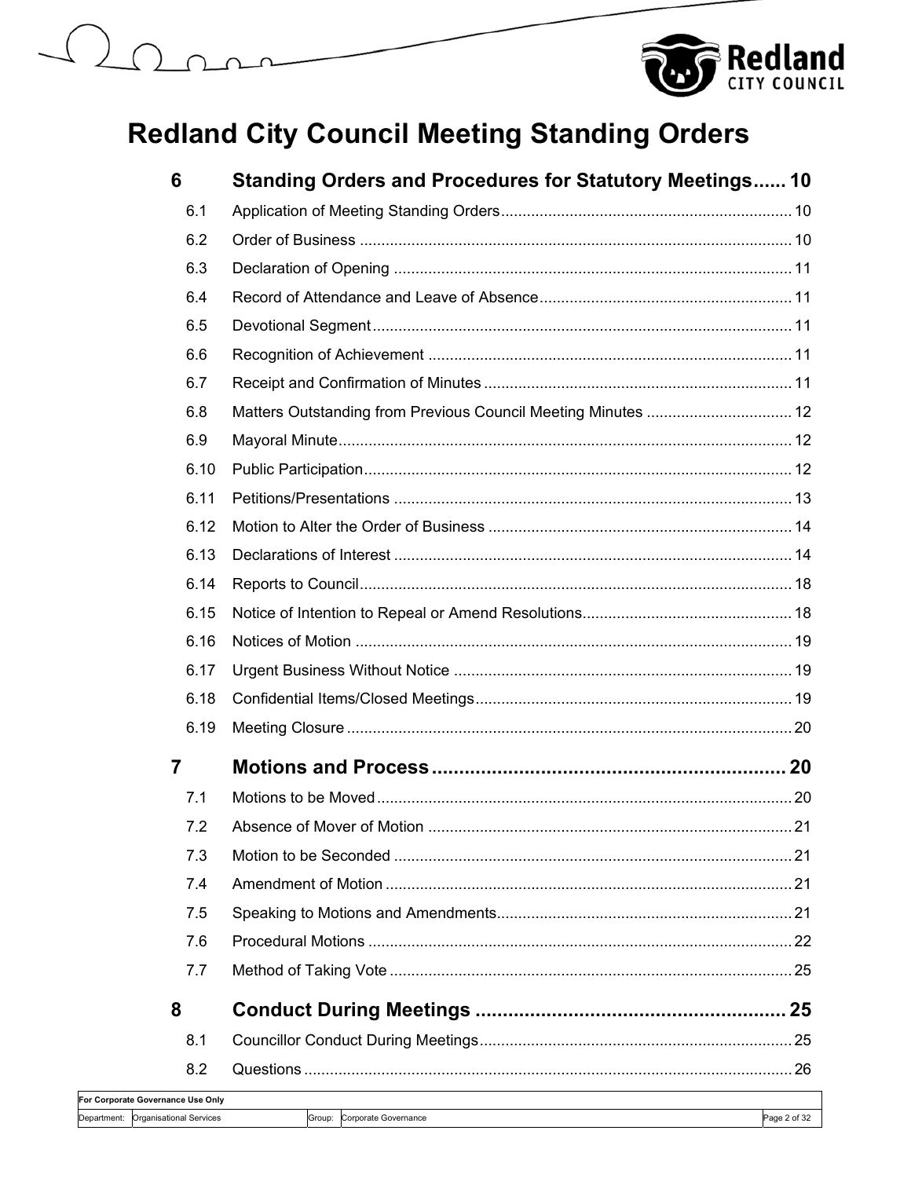# Redland City Council Meeting Standing Orders

**6 Standing Orders and Procedures for Statutory Meetings ...... 10**

- 6.1 Application of Meeting Standing Orders ...... 10
- 6.2 Order of Business ...... 10
- 6.3 Declaration of Opening ...... 11
- 6.4 Record of Attendance and Leave of Absence ...... 11
- 6.5 Devotional Segment ...... 11
- 6.6 Recognition of Achievement ...... 11
- 6.7 Receipt and Confirmation of Minutes ...... 11
- 6.8 Matters Outstanding from Previous Council Meeting Minutes ...... 12
- 6.9 Mayoral Minute ...... 12
- 6.10 Public Participation ...... 12
- 6.11 Petitions/Presentations ...... 13
- 6.12 Motion to Alter the Order of Business ...... 14
- 6.13 Declarations of Interest ...... 14
- 6.14 Reports to Council ...... 18
- 6.15 Notice of Intention to Repeal or Amend Resolutions ...... 18
- 6.16 Notices of Motion ...... 19
- 6.17 Urgent Business Without Notice ...... 19
- 6.18 Confidential Items/Closed Meetings ...... 19
- 6.19 Meeting Closure ...... 20

**7 Motions and Process ...... 20**

- 7.1 Motions to be Moved ...... 20
- 7.2 Absence of Mover of Motion ...... 21
- 7.3 Motion to be Seconded ...... 21
- 7.4 Amendment of Motion ...... 21
- 7.5 Speaking to Motions and Amendments ...... 21
- 7.6 Procedural Motions ...... 22
- 7.7 Method of Taking Vote ...... 25

**8 Conduct During Meetings ...... 25**

- 8.1 Councillor Conduct During Meetings ...... 25
- 8.2 Questions ...... 26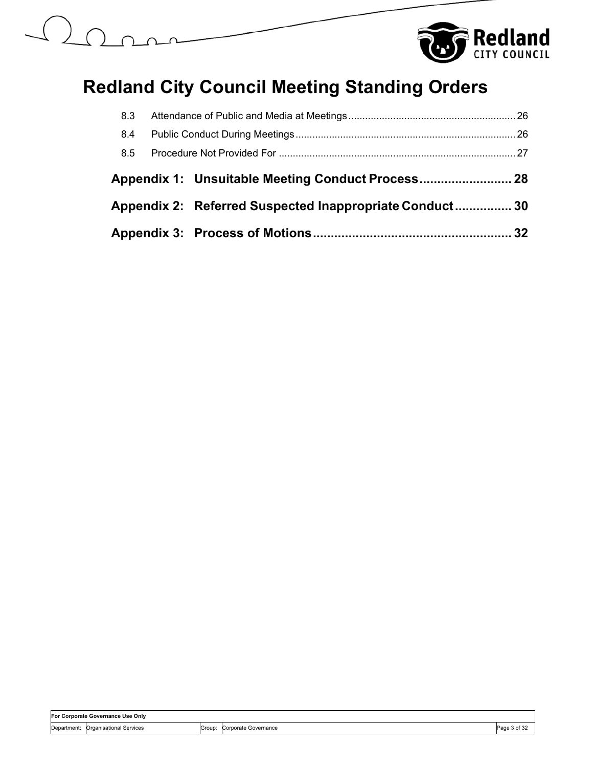# Redland City Council Meeting Standing Orders

8.3 Attendance of Public and Media at Meetings ........................................................... 26

8.4 Public Conduct During Meetings .............................................................................. 26

8.5 Procedure Not Provided For .................................................................................... 27

**Appendix 1: Unsuitable Meeting Conduct Process .......................... 28**

**Appendix 2: Referred Suspected Inappropriate Conduct ................ 30**

**Appendix 3: Process of Motions ......................................................... 32**

| For Corporate Governance Use Only | | | | |
|---|---|---|---|---|
| Department: | Organisational Services | Group: | Corporate Governance | |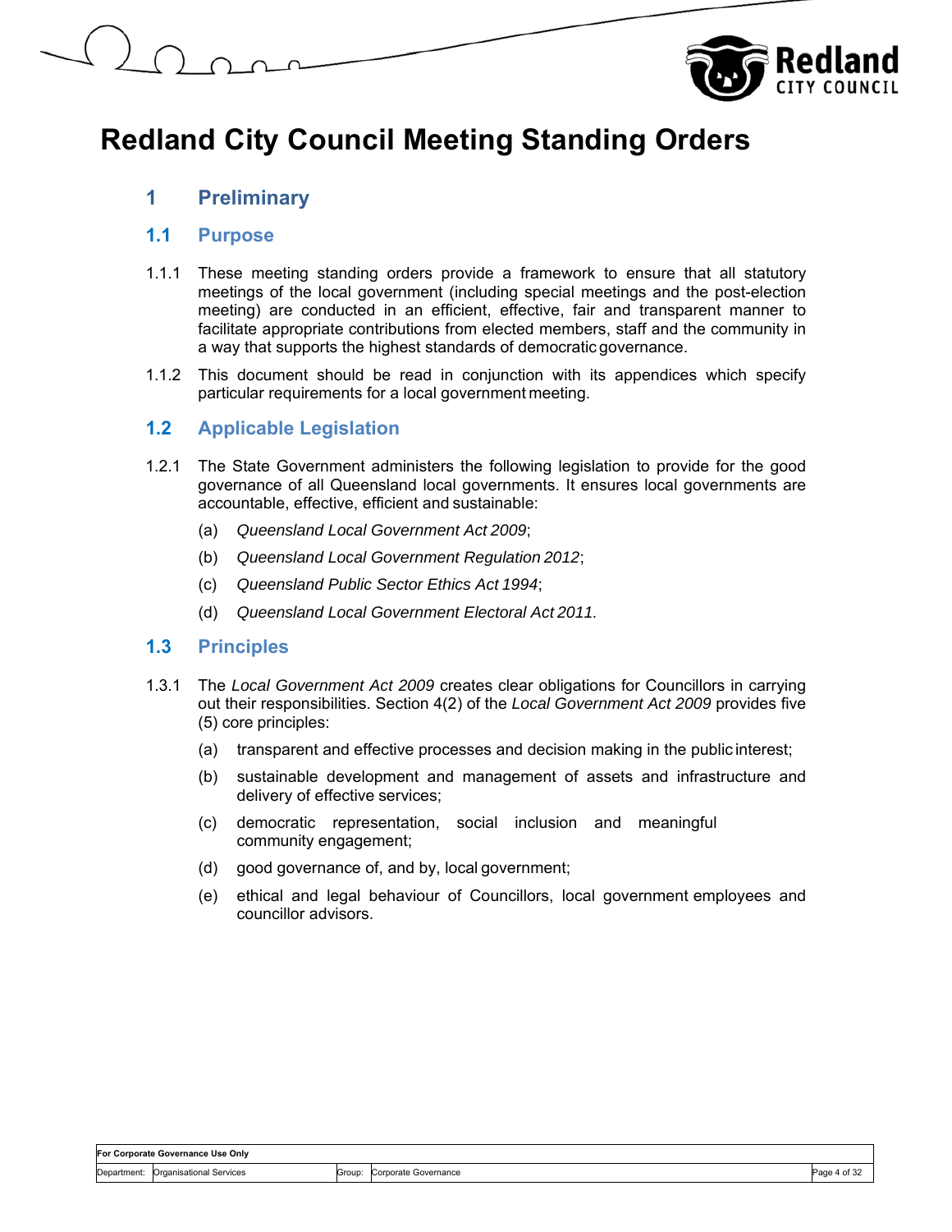# Redland City Council Meeting Standing Orders

## 1 Preliminary

### 1.1 Purpose

1.1.1 These meeting standing orders provide a framework to ensure that all statutory meetings of the local government (including special meetings and the post-election meeting) are conducted in an efficient, effective, fair and transparent manner to facilitate appropriate contributions from elected members, staff and the community in a way that supports the highest standards of democratic governance.

1.1.2 This document should be read in conjunction with its appendices which specify particular requirements for a local government meeting.

### 1.2 Applicable Legislation

1.2.1 The State Government administers the following legislation to provide for the good governance of all Queensland local governments. It ensures local governments are accountable, effective, efficient and sustainable:

(a) *Queensland Local Government Act 2009*;

(b) *Queensland Local Government Regulation 2012*;

(c) *Queensland Public Sector Ethics Act 1994*;

(d) *Queensland Local Government Electoral Act 2011.*

### 1.3 Principles

1.3.1 The *Local Government Act 2009* creates clear obligations for Councillors in carrying out their responsibilities. Section 4(2) of the *Local Government Act 2009* provides five (5) core principles:

(a) transparent and effective processes and decision making in the public interest;

(b) sustainable development and management of assets and infrastructure and delivery of effective services;

(c) democratic representation, social inclusion and meaningful community engagement;

(d) good governance of, and by, local government;

(e) ethical and legal behaviour of Councillors, local government employees and councillor advisors.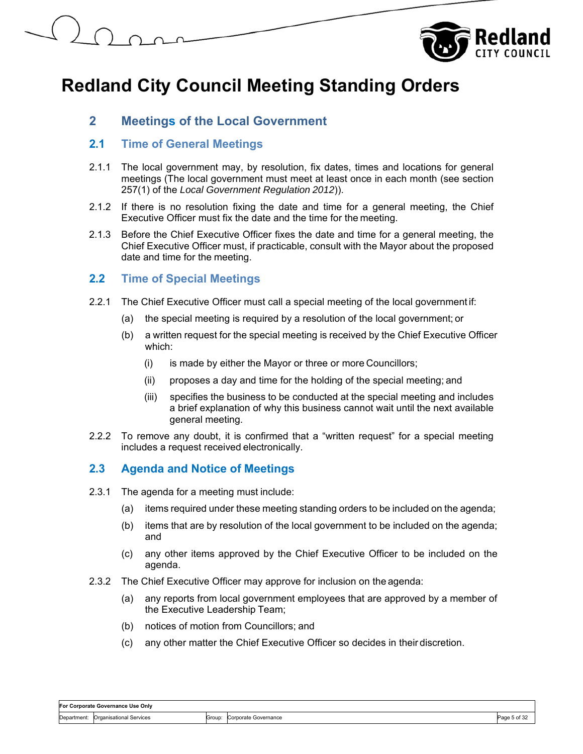# Redland City Council Meeting Standing Orders

## 2 Meetings of the Local Government

### 2.1 Time of General Meetings

2.1.1 The local government may, by resolution, fix dates, times and locations for general meetings (The local government must meet at least once in each month (see section 257(1) of the *Local Government Regulation 2012*)).

2.1.2 If there is no resolution fixing the date and time for a general meeting, the Chief Executive Officer must fix the date and the time for the meeting.

2.1.3 Before the Chief Executive Officer fixes the date and time for a general meeting, the Chief Executive Officer must, if practicable, consult with the Mayor about the proposed date and time for the meeting.

### 2.2 Time of Special Meetings

2.2.1 The Chief Executive Officer must call a special meeting of the local government if:

- (a) the special meeting is required by a resolution of the local government; or
- (b) a written request for the special meeting is received by the Chief Executive Officer which:
  - (i) is made by either the Mayor or three or more Councillors;
  - (ii) proposes a day and time for the holding of the special meeting; and
  - (iii) specifies the business to be conducted at the special meeting and includes a brief explanation of why this business cannot wait until the next available general meeting.

2.2.2 To remove any doubt, it is confirmed that a "written request" for a special meeting includes a request received electronically.

### 2.3 Agenda and Notice of Meetings

2.3.1 The agenda for a meeting must include:

- (a) items required under these meeting standing orders to be included on the agenda;
- (b) items that are by resolution of the local government to be included on the agenda; and
- (c) any other items approved by the Chief Executive Officer to be included on the agenda.

2.3.2 The Chief Executive Officer may approve for inclusion on the agenda:

- (a) any reports from local government employees that are approved by a member of the Executive Leadership Team;
- (b) notices of motion from Councillors; and
- (c) any other matter the Chief Executive Officer so decides in their discretion.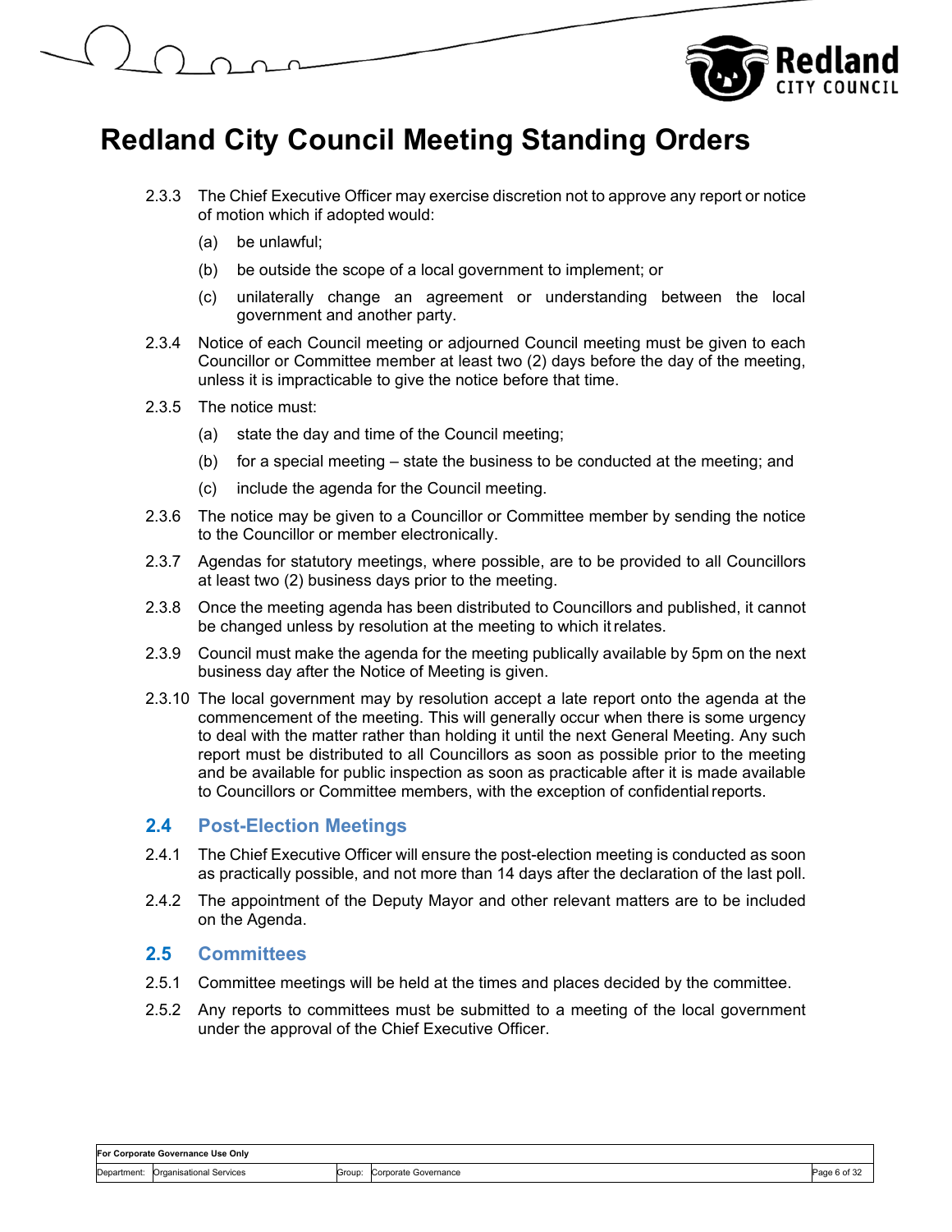2.3.3 The Chief Executive Officer may exercise discretion not to approve any report or notice of motion which if adopted would:

(a) be unlawful;

(b) be outside the scope of a local government to implement; or

(c) unilaterally change an agreement or understanding between the local government and another party.

2.3.4 Notice of each Council meeting or adjourned Council meeting must be given to each Councillor or Committee member at least two (2) days before the day of the meeting, unless it is impracticable to give the notice before that time.

2.3.5 The notice must:

(a) state the day and time of the Council meeting;

(b) for a special meeting – state the business to be conducted at the meeting; and

(c) include the agenda for the Council meeting.

2.3.6 The notice may be given to a Councillor or Committee member by sending the notice to the Councillor or member electronically.

2.3.7 Agendas for statutory meetings, where possible, are to be provided to all Councillors at least two (2) business days prior to the meeting.

2.3.8 Once the meeting agenda has been distributed to Councillors and published, it cannot be changed unless by resolution at the meeting to which it relates.

2.3.9 Council must make the agenda for the meeting publically available by 5pm on the next business day after the Notice of Meeting is given.

2.3.10 The local government may by resolution accept a late report onto the agenda at the commencement of the meeting. This will generally occur when there is some urgency to deal with the matter rather than holding it until the next General Meeting. Any such report must be distributed to all Councillors as soon as possible prior to the meeting and be available for public inspection as soon as practicable after it is made available to Councillors or Committee members, with the exception of confidential reports.

## 2.4 Post-Election Meetings

2.4.1 The Chief Executive Officer will ensure the post-election meeting is conducted as soon as practically possible, and not more than 14 days after the declaration of the last poll.

2.4.2 The appointment of the Deputy Mayor and other relevant matters are to be included on the Agenda.

## 2.5 Committees

2.5.1 Committee meetings will be held at the times and places decided by the committee.

2.5.2 Any reports to committees must be submitted to a meeting of the local government under the approval of the Chief Executive Officer.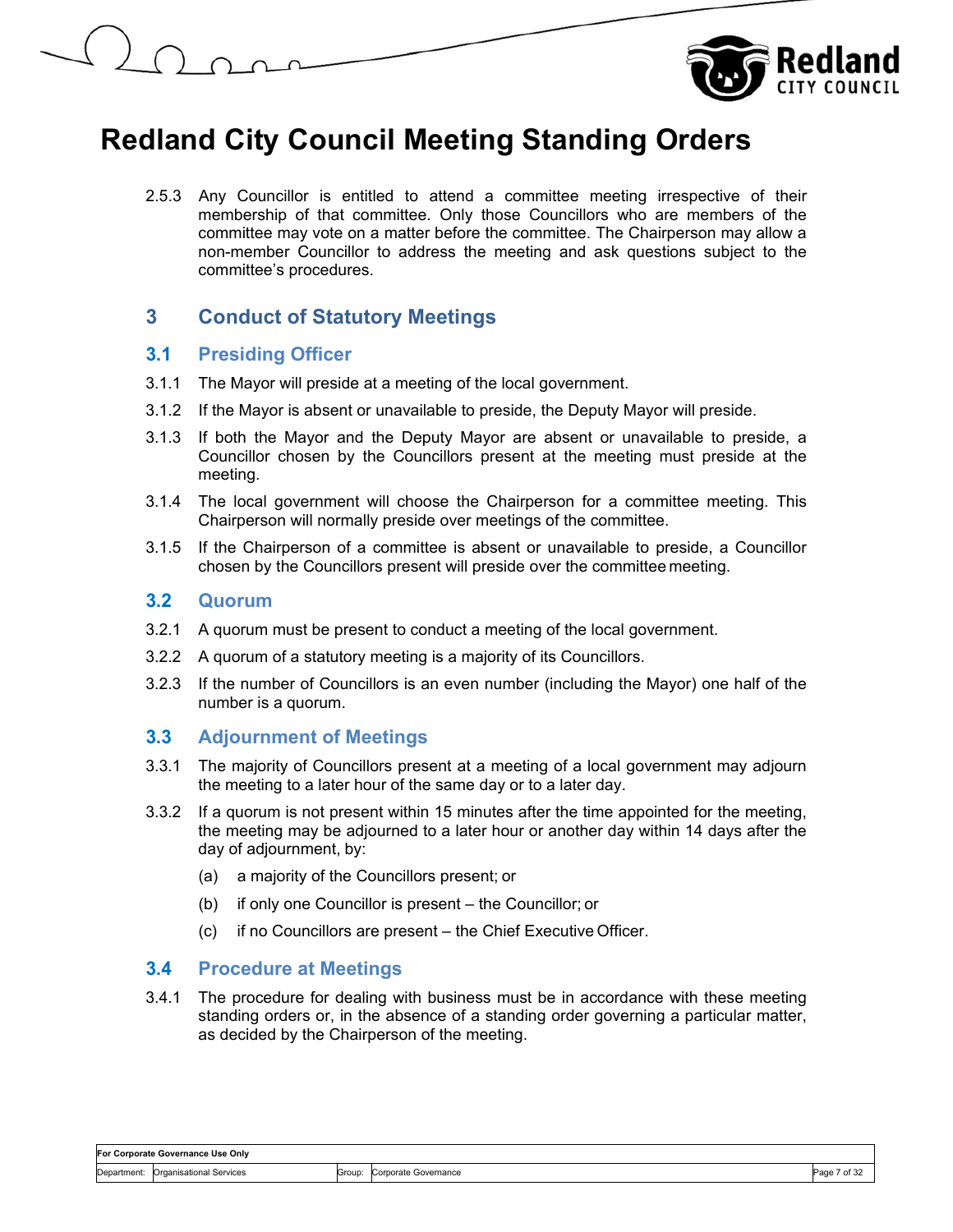2.5.3 Any Councillor is entitled to attend a committee meeting irrespective of their membership of that committee. Only those Councillors who are members of the committee may vote on a matter before the committee. The Chairperson may allow a non-member Councillor to address the meeting and ask questions subject to the committee's procedures.

## 3 Conduct of Statutory Meetings

### 3.1 Presiding Officer

3.1.1 The Mayor will preside at a meeting of the local government.

3.1.2 If the Mayor is absent or unavailable to preside, the Deputy Mayor will preside.

3.1.3 If both the Mayor and the Deputy Mayor are absent or unavailable to preside, a Councillor chosen by the Councillors present at the meeting must preside at the meeting.

3.1.4 The local government will choose the Chairperson for a committee meeting. This Chairperson will normally preside over meetings of the committee.

3.1.5 If the Chairperson of a committee is absent or unavailable to preside, a Councillor chosen by the Councillors present will preside over the committee meeting.

### 3.2 Quorum

3.2.1 A quorum must be present to conduct a meeting of the local government.

3.2.2 A quorum of a statutory meeting is a majority of its Councillors.

3.2.3 If the number of Councillors is an even number (including the Mayor) one half of the number is a quorum.

### 3.3 Adjournment of Meetings

3.3.1 The majority of Councillors present at a meeting of a local government may adjourn the meeting to a later hour of the same day or to a later day.

3.3.2 If a quorum is not present within 15 minutes after the time appointed for the meeting, the meeting may be adjourned to a later hour or another day within 14 days after the day of adjournment, by:

(a) a majority of the Councillors present; or

(b) if only one Councillor is present – the Councillor; or

(c) if no Councillors are present – the Chief Executive Officer.

### 3.4 Procedure at Meetings

3.4.1 The procedure for dealing with business must be in accordance with these meeting standing orders or, in the absence of a standing order governing a particular matter, as decided by the Chairperson of the meeting.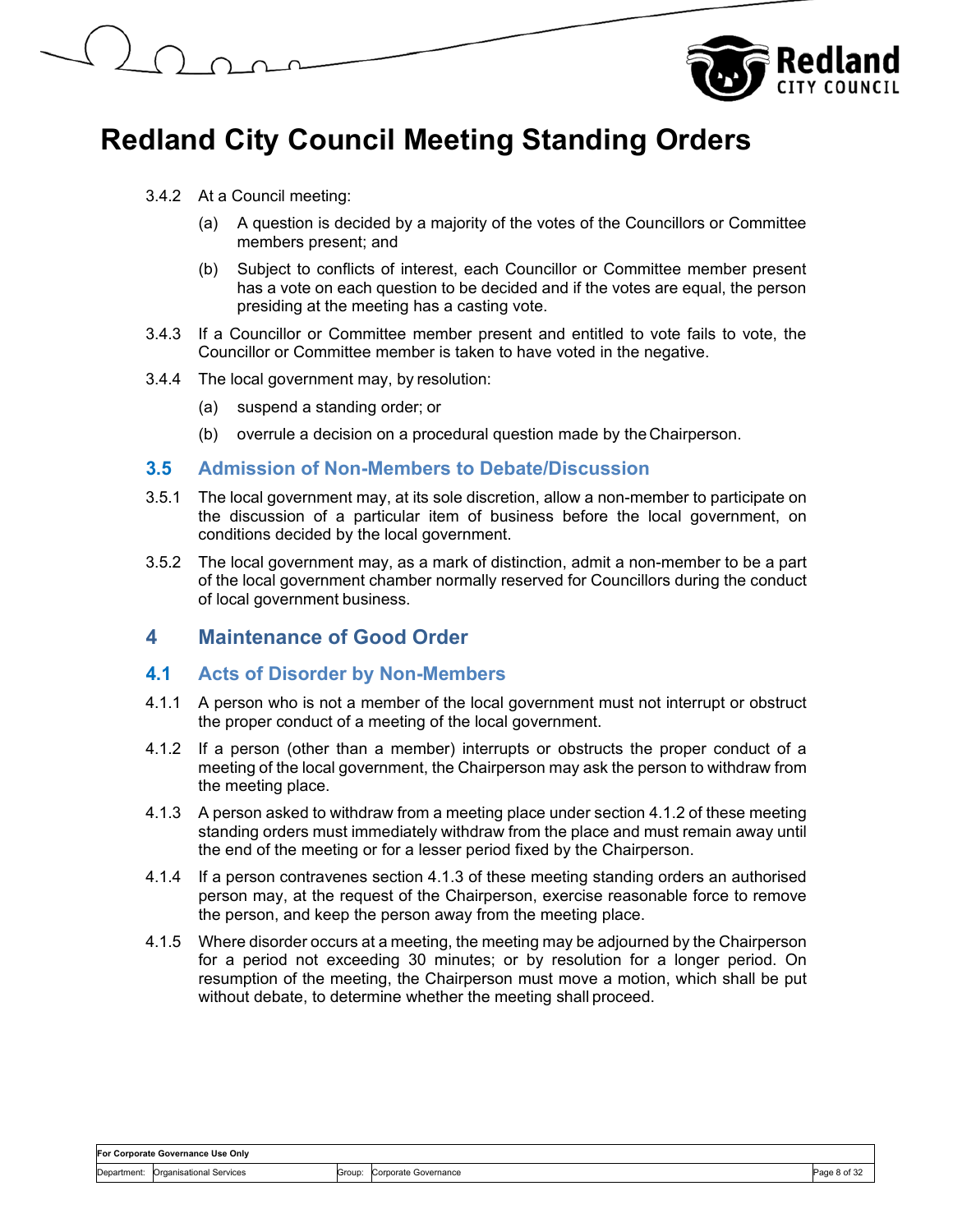3.4.2 At a Council meeting:

(a) A question is decided by a majority of the votes of the Councillors or Committee members present; and

(b) Subject to conflicts of interest, each Councillor or Committee member present has a vote on each question to be decided and if the votes are equal, the person presiding at the meeting has a casting vote.

3.4.3 If a Councillor or Committee member present and entitled to vote fails to vote, the Councillor or Committee member is taken to have voted in the negative.

3.4.4 The local government may, by resolution:

(a) suspend a standing order; or

(b) overrule a decision on a procedural question made by the Chairperson.

### 3.5 Admission of Non-Members to Debate/Discussion

3.5.1 The local government may, at its sole discretion, allow a non-member to participate on the discussion of a particular item of business before the local government, on conditions decided by the local government.

3.5.2 The local government may, as a mark of distinction, admit a non-member to be a part of the local government chamber normally reserved for Councillors during the conduct of local government business.

## 4 Maintenance of Good Order

### 4.1 Acts of Disorder by Non-Members

4.1.1 A person who is not a member of the local government must not interrupt or obstruct the proper conduct of a meeting of the local government.

4.1.2 If a person (other than a member) interrupts or obstructs the proper conduct of a meeting of the local government, the Chairperson may ask the person to withdraw from the meeting place.

4.1.3 A person asked to withdraw from a meeting place under section 4.1.2 of these meeting standing orders must immediately withdraw from the place and must remain away until the end of the meeting or for a lesser period fixed by the Chairperson.

4.1.4 If a person contravenes section 4.1.3 of these meeting standing orders an authorised person may, at the request of the Chairperson, exercise reasonable force to remove the person, and keep the person away from the meeting place.

4.1.5 Where disorder occurs at a meeting, the meeting may be adjourned by the Chairperson for a period not exceeding 30 minutes; or by resolution for a longer period. On resumption of the meeting, the Chairperson must move a motion, which shall be put without debate, to determine whether the meeting shall proceed.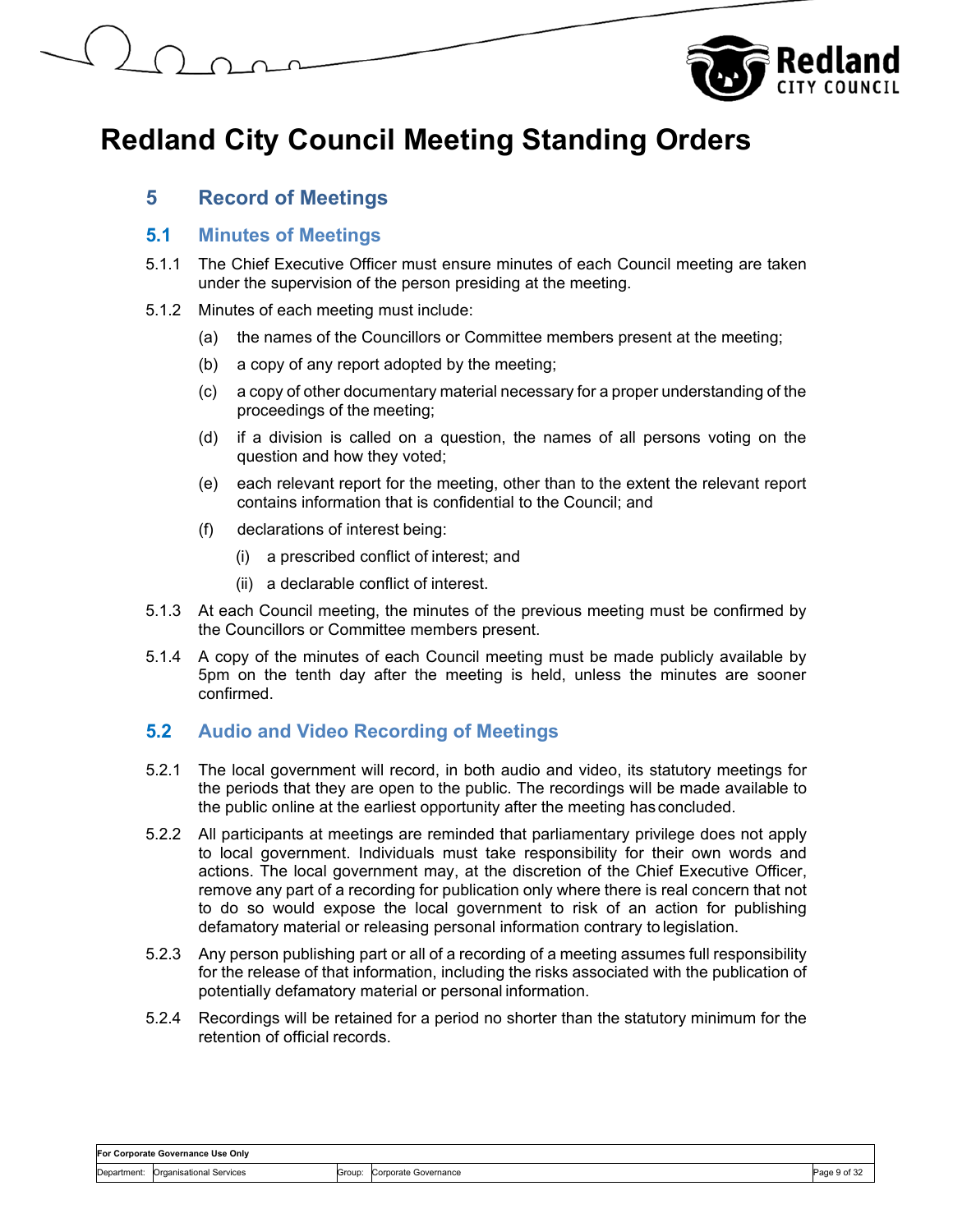# Redland City Council Meeting Standing Orders

## 5 Record of Meetings

### 5.1 Minutes of Meetings

5.1.1 The Chief Executive Officer must ensure minutes of each Council meeting are taken under the supervision of the person presiding at the meeting.

5.1.2 Minutes of each meeting must include:

(a) the names of the Councillors or Committee members present at the meeting;

(b) a copy of any report adopted by the meeting;

(c) a copy of other documentary material necessary for a proper understanding of the proceedings of the meeting;

(d) if a division is called on a question, the names of all persons voting on the question and how they voted;

(e) each relevant report for the meeting, other than to the extent the relevant report contains information that is confidential to the Council; and

(f) declarations of interest being:

(i) a prescribed conflict of interest; and

(ii) a declarable conflict of interest.

5.1.3 At each Council meeting, the minutes of the previous meeting must be confirmed by the Councillors or Committee members present.

5.1.4 A copy of the minutes of each Council meeting must be made publicly available by 5pm on the tenth day after the meeting is held, unless the minutes are sooner confirmed.

### 5.2 Audio and Video Recording of Meetings

5.2.1 The local government will record, in both audio and video, its statutory meetings for the periods that they are open to the public. The recordings will be made available to the public online at the earliest opportunity after the meeting has concluded.

5.2.2 All participants at meetings are reminded that parliamentary privilege does not apply to local government. Individuals must take responsibility for their own words and actions. The local government may, at the discretion of the Chief Executive Officer, remove any part of a recording for publication only where there is real concern that not to do so would expose the local government to risk of an action for publishing defamatory material or releasing personal information contrary to legislation.

5.2.3 Any person publishing part or all of a recording of a meeting assumes full responsibility for the release of that information, including the risks associated with the publication of potentially defamatory material or personal information.

5.2.4 Recordings will be retained for a period no shorter than the statutory minimum for the retention of official records.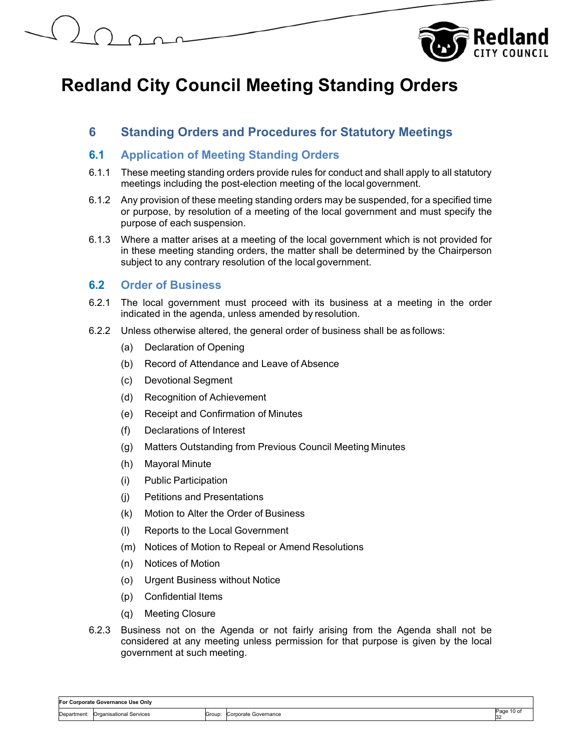# Redland City Council Meeting Standing Orders

## 6 Standing Orders and Procedures for Statutory Meetings

### 6.1 Application of Meeting Standing Orders

6.1.1 These meeting standing orders provide rules for conduct and shall apply to all statutory meetings including the post-election meeting of the local government.

6.1.2 Any provision of these meeting standing orders may be suspended, for a specified time or purpose, by resolution of a meeting of the local government and must specify the purpose of each suspension.

6.1.3 Where a matter arises at a meeting of the local government which is not provided for in these meeting standing orders, the matter shall be determined by the Chairperson subject to any contrary resolution of the local government.

### 6.2 Order of Business

6.2.1 The local government must proceed with its business at a meeting in the order indicated in the agenda, unless amended by resolution.

6.2.2 Unless otherwise altered, the general order of business shall be as follows:

(a) Declaration of Opening

(b) Record of Attendance and Leave of Absence

(c) Devotional Segment

(d) Recognition of Achievement

(e) Receipt and Confirmation of Minutes

(f) Declarations of Interest

(g) Matters Outstanding from Previous Council Meeting Minutes

(h) Mayoral Minute

(i) Public Participation

(j) Petitions and Presentations

(k) Motion to Alter the Order of Business

(l) Reports to the Local Government

(m) Notices of Motion to Repeal or Amend Resolutions

(n) Notices of Motion

(o) Urgent Business without Notice

(p) Confidential Items

(q) Meeting Closure

6.2.3 Business not on the Agenda or not fairly arising from the Agenda shall not be considered at any meeting unless permission for that purpose is given by the local government at such meeting.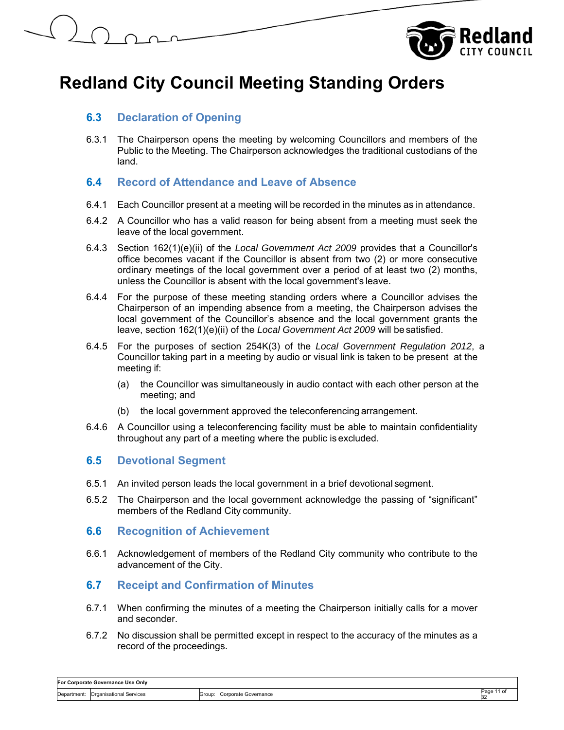## 6.3 Declaration of Opening

6.3.1 The Chairperson opens the meeting by welcoming Councillors and members of the Public to the Meeting. The Chairperson acknowledges the traditional custodians of the land.

## 6.4 Record of Attendance and Leave of Absence

6.4.1 Each Councillor present at a meeting will be recorded in the minutes as in attendance.

6.4.2 A Councillor who has a valid reason for being absent from a meeting must seek the leave of the local government.

6.4.3 Section 162(1)(e)(ii) of the *Local Government Act 2009* provides that a Councillor's office becomes vacant if the Councillor is absent from two (2) or more consecutive ordinary meetings of the local government over a period of at least two (2) months, unless the Councillor is absent with the local government's leave.

6.4.4 For the purpose of these meeting standing orders where a Councillor advises the Chairperson of an impending absence from a meeting, the Chairperson advises the local government of the Councillor's absence and the local government grants the leave, section 162(1)(e)(ii) of the *Local Government Act 2009* will be satisfied.

6.4.5 For the purposes of section 254K(3) of the *Local Government Regulation 2012*, a Councillor taking part in a meeting by audio or visual link is taken to be present at the meeting if:

(a) the Councillor was simultaneously in audio contact with each other person at the meeting; and

(b) the local government approved the teleconferencing arrangement.

6.4.6 A Councillor using a teleconferencing facility must be able to maintain confidentiality throughout any part of a meeting where the public is excluded.

## 6.5 Devotional Segment

6.5.1 An invited person leads the local government in a brief devotional segment.

6.5.2 The Chairperson and the local government acknowledge the passing of "significant" members of the Redland City community.

## 6.6 Recognition of Achievement

6.6.1 Acknowledgement of members of the Redland City community who contribute to the advancement of the City.

## 6.7 Receipt and Confirmation of Minutes

6.7.1 When confirming the minutes of a meeting the Chairperson initially calls for a mover and seconder.

6.7.2 No discussion shall be permitted except in respect to the accuracy of the minutes as a record of the proceedings.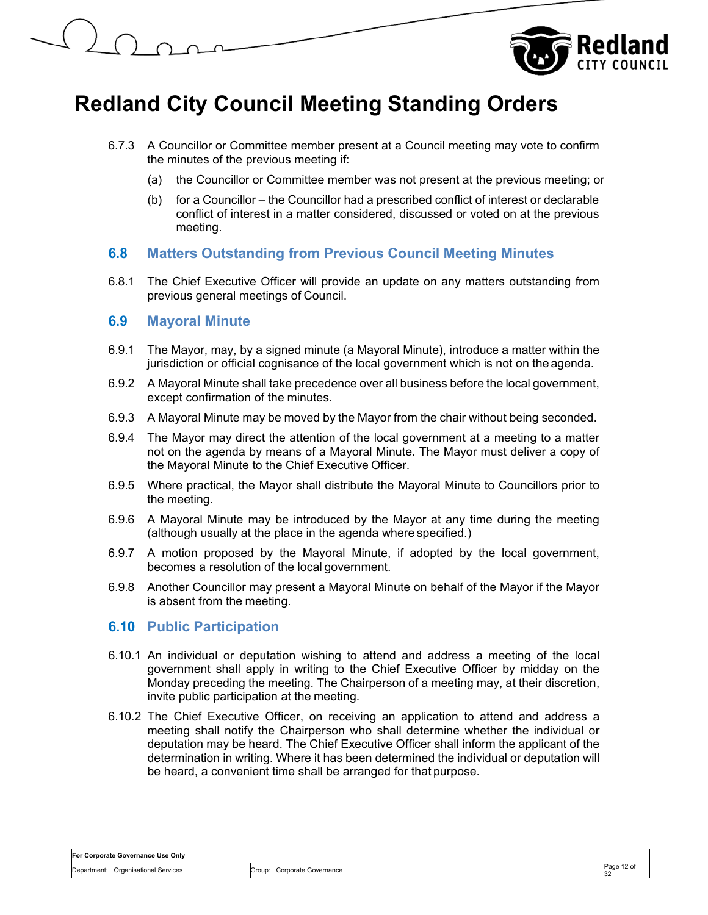6.7.3 A Councillor or Committee member present at a Council meeting may vote to confirm the minutes of the previous meeting if:

(a) the Councillor or Committee member was not present at the previous meeting; or

(b) for a Councillor – the Councillor had a prescribed conflict of interest or declarable conflict of interest in a matter considered, discussed or voted on at the previous meeting.

## 6.8 Matters Outstanding from Previous Council Meeting Minutes

6.8.1 The Chief Executive Officer will provide an update on any matters outstanding from previous general meetings of Council.

## 6.9 Mayoral Minute

6.9.1 The Mayor, may, by a signed minute (a Mayoral Minute), introduce a matter within the jurisdiction or official cognisance of the local government which is not on the agenda.

6.9.2 A Mayoral Minute shall take precedence over all business before the local government, except confirmation of the minutes.

6.9.3 A Mayoral Minute may be moved by the Mayor from the chair without being seconded.

6.9.4 The Mayor may direct the attention of the local government at a meeting to a matter not on the agenda by means of a Mayoral Minute. The Mayor must deliver a copy of the Mayoral Minute to the Chief Executive Officer.

6.9.5 Where practical, the Mayor shall distribute the Mayoral Minute to Councillors prior to the meeting.

6.9.6 A Mayoral Minute may be introduced by the Mayor at any time during the meeting (although usually at the place in the agenda where specified.)

6.9.7 A motion proposed by the Mayoral Minute, if adopted by the local government, becomes a resolution of the local government.

6.9.8 Another Councillor may present a Mayoral Minute on behalf of the Mayor if the Mayor is absent from the meeting.

## 6.10 Public Participation

6.10.1 An individual or deputation wishing to attend and address a meeting of the local government shall apply in writing to the Chief Executive Officer by midday on the Monday preceding the meeting. The Chairperson of a meeting may, at their discretion, invite public participation at the meeting.

6.10.2 The Chief Executive Officer, on receiving an application to attend and address a meeting shall notify the Chairperson who shall determine whether the individual or deputation may be heard. The Chief Executive Officer shall inform the applicant of the determination in writing. Where it has been determined the individual or deputation will be heard, a convenient time shall be arranged for that purpose.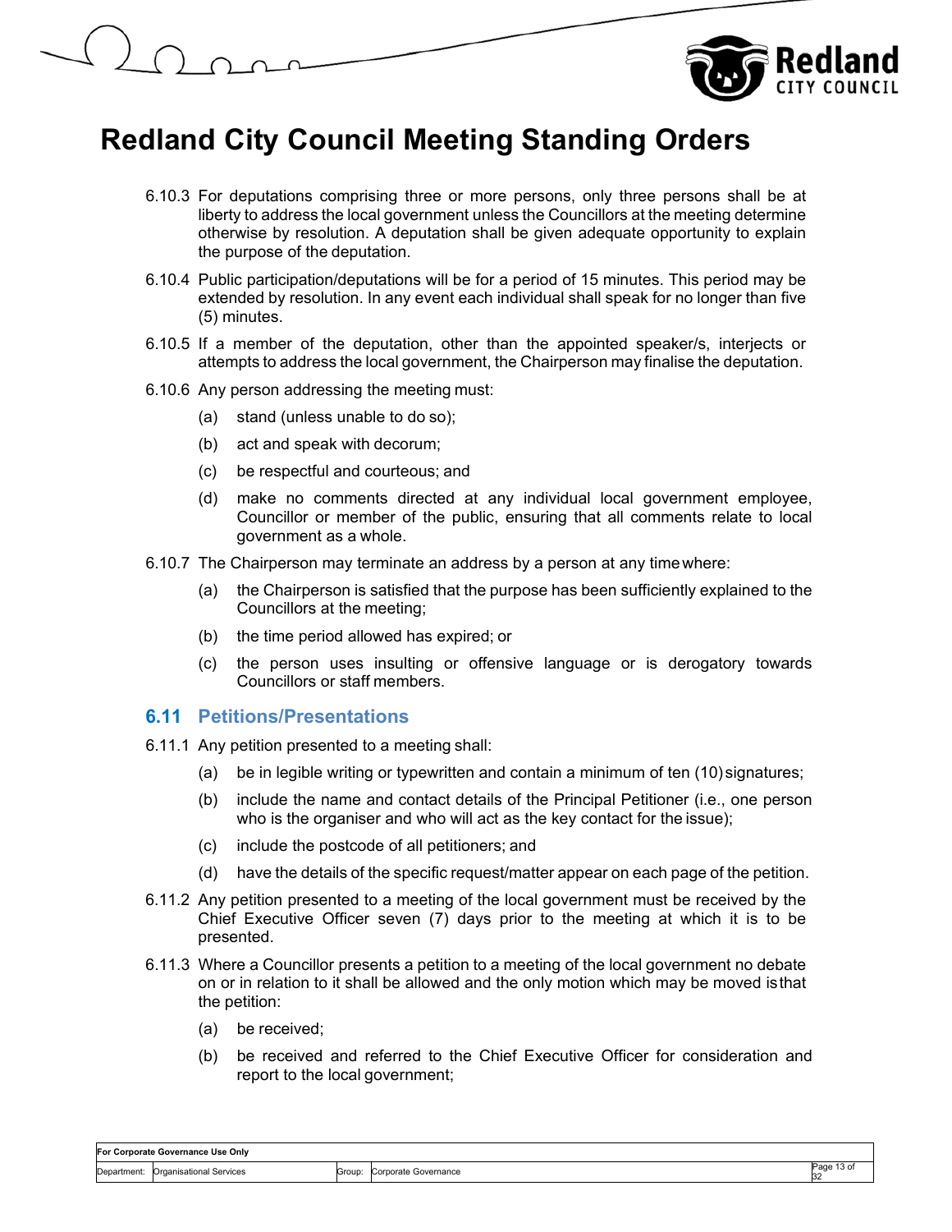6.10.3 For deputations comprising three or more persons, only three persons shall be at liberty to address the local government unless the Councillors at the meeting determine otherwise by resolution. A deputation shall be given adequate opportunity to explain the purpose of the deputation.

6.10.4 Public participation/deputations will be for a period of 15 minutes. This period may be extended by resolution. In any event each individual shall speak for no longer than five (5) minutes.

6.10.5 If a member of the deputation, other than the appointed speaker/s, interjects or attempts to address the local government, the Chairperson may finalise the deputation.

6.10.6 Any person addressing the meeting must:

- (a) stand (unless unable to do so);
- (b) act and speak with decorum;
- (c) be respectful and courteous; and
- (d) make no comments directed at any individual local government employee, Councillor or member of the public, ensuring that all comments relate to local government as a whole.

6.10.7 The Chairperson may terminate an address by a person at any time where:

- (a) the Chairperson is satisfied that the purpose has been sufficiently explained to the Councillors at the meeting;
- (b) the time period allowed has expired; or
- (c) the person uses insulting or offensive language or is derogatory towards Councillors or staff members.

## 6.11 Petitions/Presentations

6.11.1 Any petition presented to a meeting shall:

- (a) be in legible writing or typewritten and contain a minimum of ten (10) signatures;
- (b) include the name and contact details of the Principal Petitioner (i.e., one person who is the organiser and who will act as the key contact for the issue);
- (c) include the postcode of all petitioners; and
- (d) have the details of the specific request/matter appear on each page of the petition.

6.11.2 Any petition presented to a meeting of the local government must be received by the Chief Executive Officer seven (7) days prior to the meeting at which it is to be presented.

6.11.3 Where a Councillor presents a petition to a meeting of the local government no debate on or in relation to it shall be allowed and the only motion which may be moved is that the petition:

- (a) be received;
- (b) be received and referred to the Chief Executive Officer for consideration and report to the local government;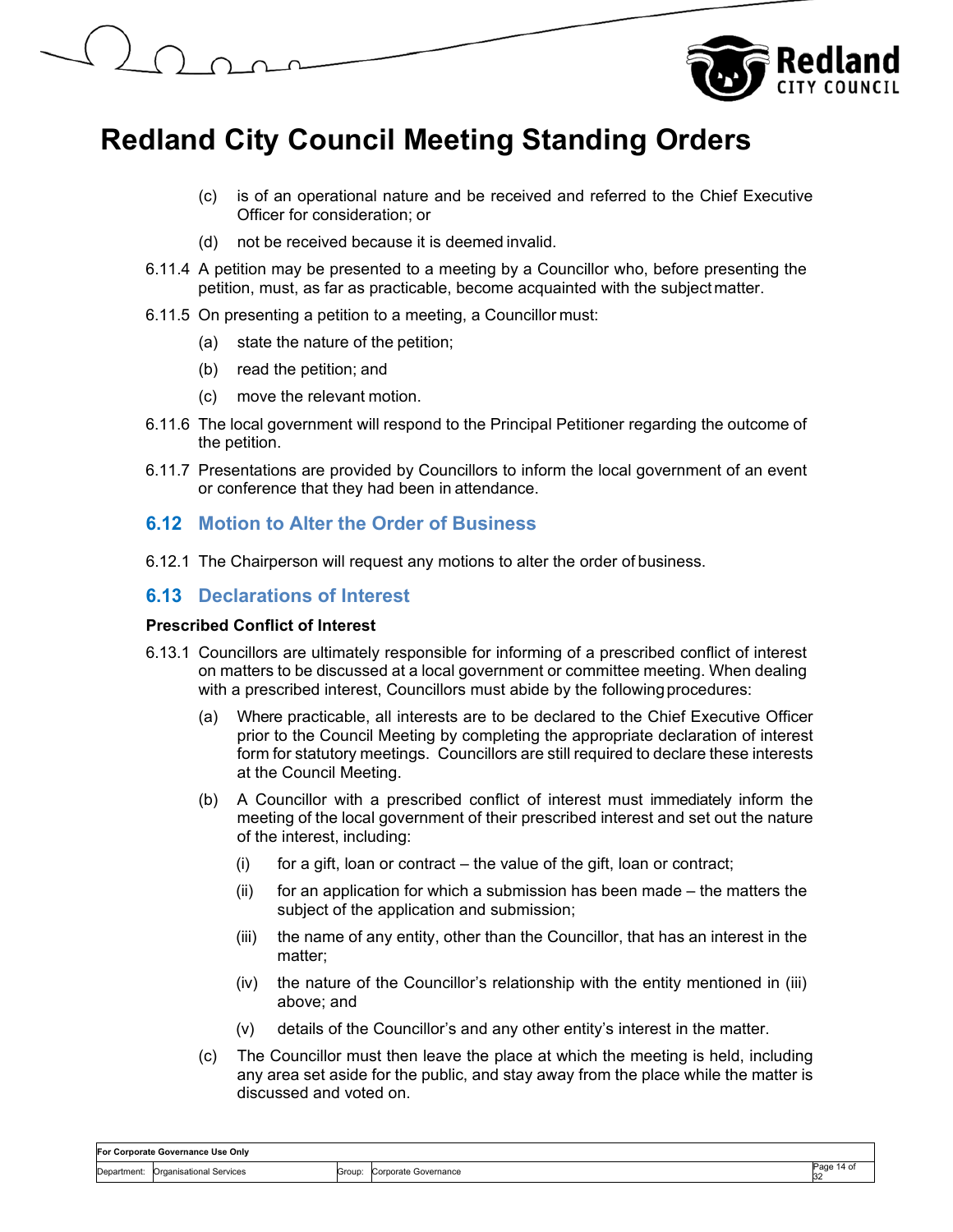(c) is of an operational nature and be received and referred to the Chief Executive Officer for consideration; or

(d) not be received because it is deemed invalid.

6.11.4 A petition may be presented to a meeting by a Councillor who, before presenting the petition, must, as far as practicable, become acquainted with the subject matter.

6.11.5 On presenting a petition to a meeting, a Councillor must:

(a) state the nature of the petition;

(b) read the petition; and

(c) move the relevant motion.

6.11.6 The local government will respond to the Principal Petitioner regarding the outcome of the petition.

6.11.7 Presentations are provided by Councillors to inform the local government of an event or conference that they had been in attendance.

## 6.12 Motion to Alter the Order of Business

6.12.1 The Chairperson will request any motions to alter the order of business.

## 6.13 Declarations of Interest

**Prescribed Conflict of Interest**

6.13.1 Councillors are ultimately responsible for informing of a prescribed conflict of interest on matters to be discussed at a local government or committee meeting. When dealing with a prescribed interest, Councillors must abide by the following procedures:

(a) Where practicable, all interests are to be declared to the Chief Executive Officer prior to the Council Meeting by completing the appropriate declaration of interest form for statutory meetings. Councillors are still required to declare these interests at the Council Meeting.

(b) A Councillor with a prescribed conflict of interest must immediately inform the meeting of the local government of their prescribed interest and set out the nature of the interest, including:

(i) for a gift, loan or contract – the value of the gift, loan or contract;

(ii) for an application for which a submission has been made – the matters the subject of the application and submission;

(iii) the name of any entity, other than the Councillor, that has an interest in the matter;

(iv) the nature of the Councillor's relationship with the entity mentioned in (iii) above; and

(v) details of the Councillor's and any other entity's interest in the matter.

(c) The Councillor must then leave the place at which the meeting is held, including any area set aside for the public, and stay away from the place while the matter is discussed and voted on.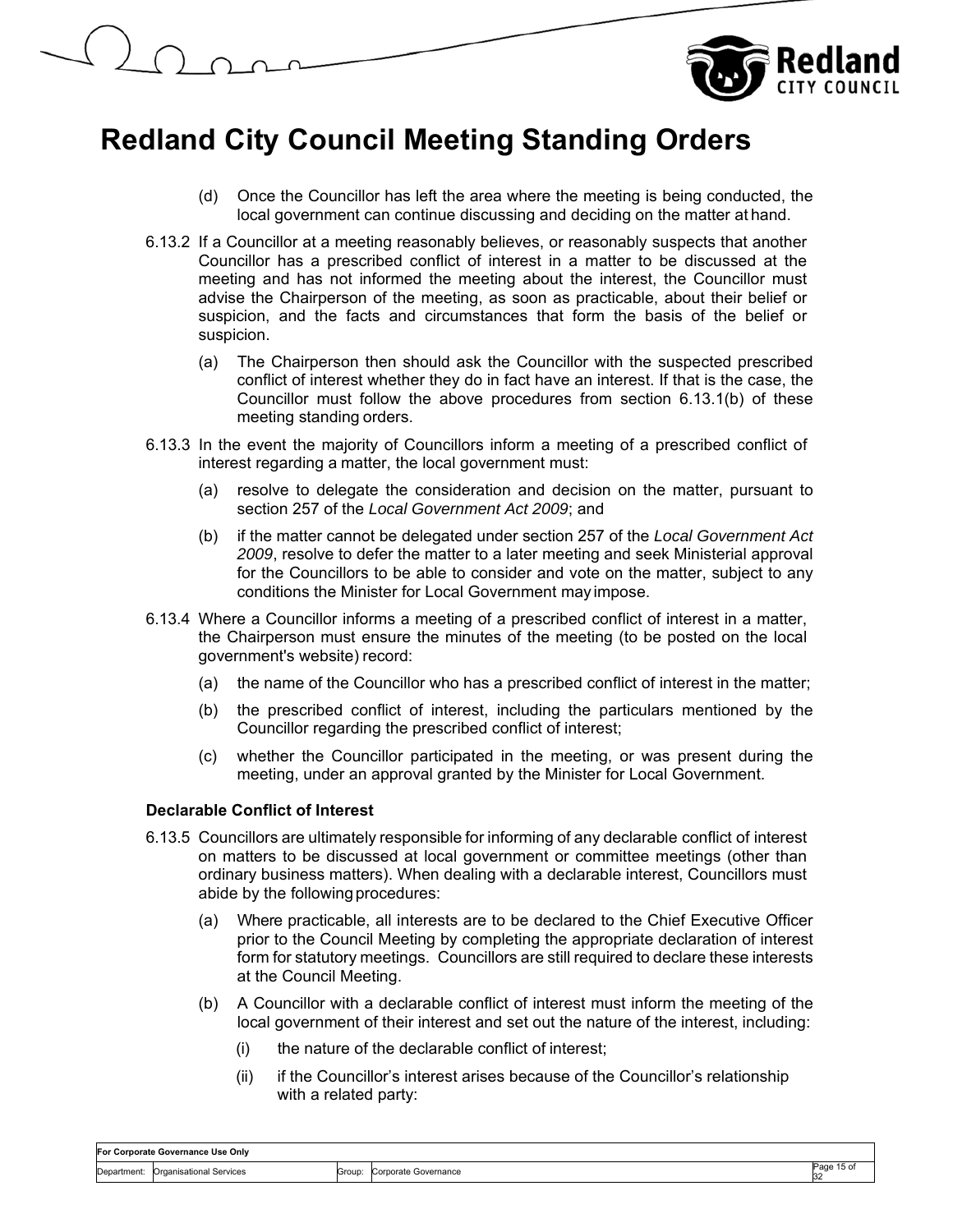(d) Once the Councillor has left the area where the meeting is being conducted, the local government can continue discussing and deciding on the matter at hand.

6.13.2 If a Councillor at a meeting reasonably believes, or reasonably suspects that another Councillor has a prescribed conflict of interest in a matter to be discussed at the meeting and has not informed the meeting about the interest, the Councillor must advise the Chairperson of the meeting, as soon as practicable, about their belief or suspicion, and the facts and circumstances that form the basis of the belief or suspicion.

(a) The Chairperson then should ask the Councillor with the suspected prescribed conflict of interest whether they do in fact have an interest. If that is the case, the Councillor must follow the above procedures from section 6.13.1(b) of these meeting standing orders.

6.13.3 In the event the majority of Councillors inform a meeting of a prescribed conflict of interest regarding a matter, the local government must:

(a) resolve to delegate the consideration and decision on the matter, pursuant to section 257 of the *Local Government Act 2009*; and

(b) if the matter cannot be delegated under section 257 of the *Local Government Act 2009*, resolve to defer the matter to a later meeting and seek Ministerial approval for the Councillors to be able to consider and vote on the matter, subject to any conditions the Minister for Local Government may impose.

6.13.4 Where a Councillor informs a meeting of a prescribed conflict of interest in a matter, the Chairperson must ensure the minutes of the meeting (to be posted on the local government's website) record:

(a) the name of the Councillor who has a prescribed conflict of interest in the matter;

(b) the prescribed conflict of interest, including the particulars mentioned by the Councillor regarding the prescribed conflict of interest;

(c) whether the Councillor participated in the meeting, or was present during the meeting, under an approval granted by the Minister for Local Government.

**Declarable Conflict of Interest**

6.13.5 Councillors are ultimately responsible for informing of any declarable conflict of interest on matters to be discussed at local government or committee meetings (other than ordinary business matters). When dealing with a declarable interest, Councillors must abide by the following procedures:

(a) Where practicable, all interests are to be declared to the Chief Executive Officer prior to the Council Meeting by completing the appropriate declaration of interest form for statutory meetings. Councillors are still required to declare these interests at the Council Meeting.

(b) A Councillor with a declarable conflict of interest must inform the meeting of the local government of their interest and set out the nature of the interest, including:

(i) the nature of the declarable conflict of interest;

(ii) if the Councillor's interest arises because of the Councillor's relationship with a related party: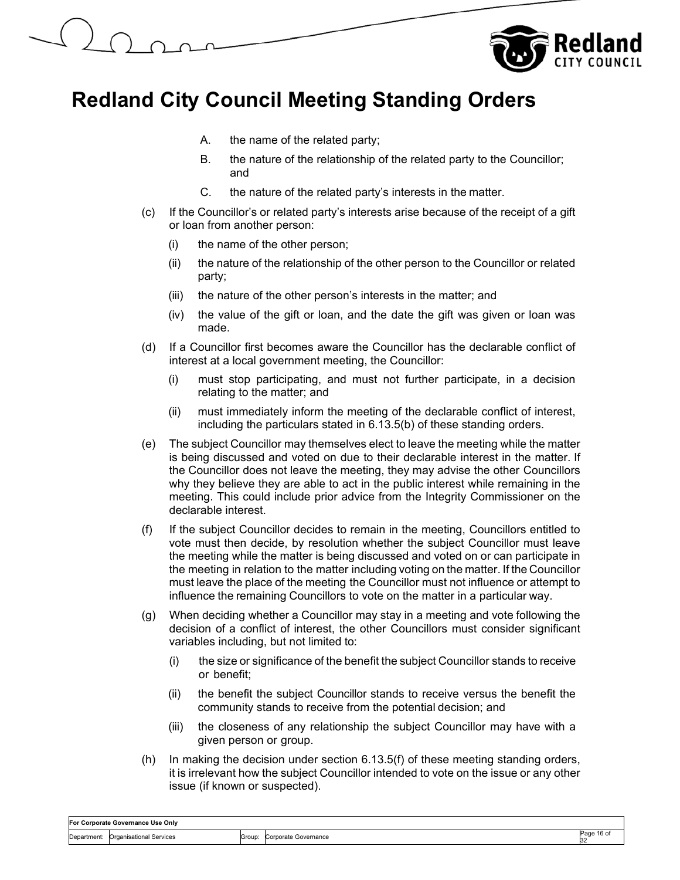A. the name of the related party;

B. the nature of the relationship of the related party to the Councillor; and

C. the nature of the related party's interests in the matter.

(c) If the Councillor's or related party's interests arise because of the receipt of a gift or loan from another person:

(i) the name of the other person;

(ii) the nature of the relationship of the other person to the Councillor or related party;

(iii) the nature of the other person's interests in the matter; and

(iv) the value of the gift or loan, and the date the gift was given or loan was made.

(d) If a Councillor first becomes aware the Councillor has the declarable conflict of interest at a local government meeting, the Councillor:

(i) must stop participating, and must not further participate, in a decision relating to the matter; and

(ii) must immediately inform the meeting of the declarable conflict of interest, including the particulars stated in 6.13.5(b) of these standing orders.

(e) The subject Councillor may themselves elect to leave the meeting while the matter is being discussed and voted on due to their declarable interest in the matter. If the Councillor does not leave the meeting, they may advise the other Councillors why they believe they are able to act in the public interest while remaining in the meeting. This could include prior advice from the Integrity Commissioner on the declarable interest.

(f) If the subject Councillor decides to remain in the meeting, Councillors entitled to vote must then decide, by resolution whether the subject Councillor must leave the meeting while the matter is being discussed and voted on or can participate in the meeting in relation to the matter including voting on the matter. If the Councillor must leave the place of the meeting the Councillor must not influence or attempt to influence the remaining Councillors to vote on the matter in a particular way.

(g) When deciding whether a Councillor may stay in a meeting and vote following the decision of a conflict of interest, the other Councillors must consider significant variables including, but not limited to:

(i) the size or significance of the benefit the subject Councillor stands to receive or benefit;

(ii) the benefit the subject Councillor stands to receive versus the benefit the community stands to receive from the potential decision; and

(iii) the closeness of any relationship the subject Councillor may have with a given person or group.

(h) In making the decision under section 6.13.5(f) of these meeting standing orders, it is irrelevant how the subject Councillor intended to vote on the issue or any other issue (if known or suspected).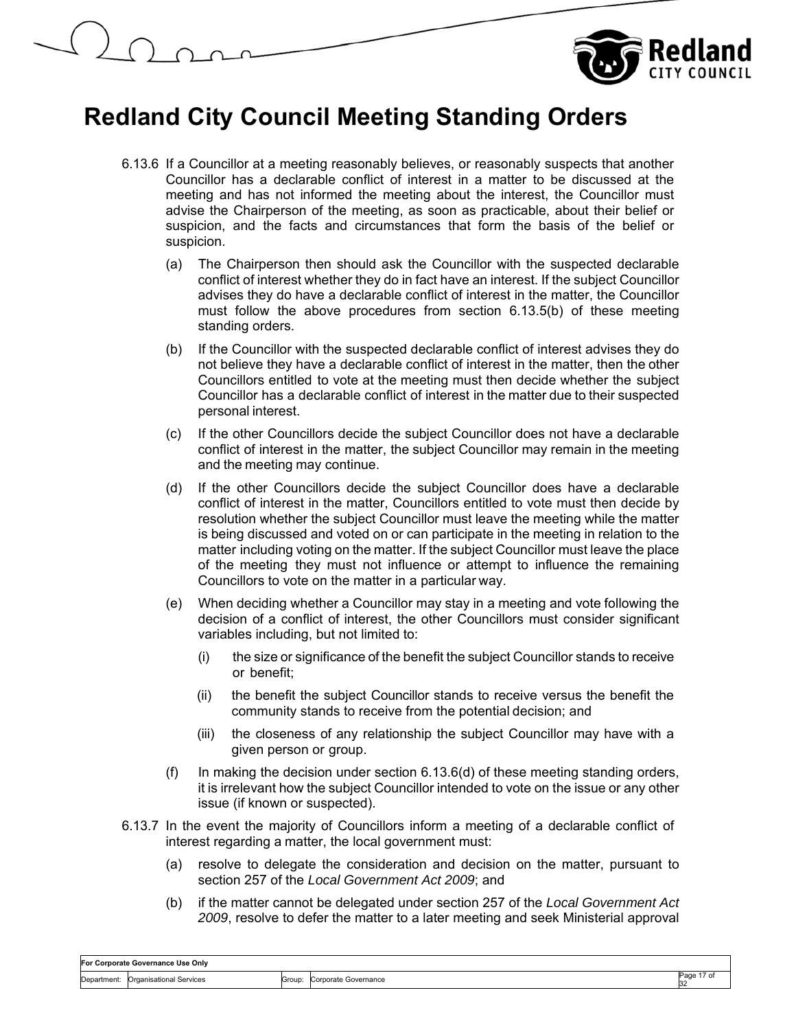6.13.6 If a Councillor at a meeting reasonably believes, or reasonably suspects that another Councillor has a declarable conflict of interest in a matter to be discussed at the meeting and has not informed the meeting about the interest, the Councillor must advise the Chairperson of the meeting, as soon as practicable, about their belief or suspicion, and the facts and circumstances that form the basis of the belief or suspicion.

(a) The Chairperson then should ask the Councillor with the suspected declarable conflict of interest whether they do in fact have an interest. If the subject Councillor advises they do have a declarable conflict of interest in the matter, the Councillor must follow the above procedures from section 6.13.5(b) of these meeting standing orders.

(b) If the Councillor with the suspected declarable conflict of interest advises they do not believe they have a declarable conflict of interest in the matter, then the other Councillors entitled to vote at the meeting must then decide whether the subject Councillor has a declarable conflict of interest in the matter due to their suspected personal interest.

(c) If the other Councillors decide the subject Councillor does not have a declarable conflict of interest in the matter, the subject Councillor may remain in the meeting and the meeting may continue.

(d) If the other Councillors decide the subject Councillor does have a declarable conflict of interest in the matter, Councillors entitled to vote must then decide by resolution whether the subject Councillor must leave the meeting while the matter is being discussed and voted on or can participate in the meeting in relation to the matter including voting on the matter. If the subject Councillor must leave the place of the meeting they must not influence or attempt to influence the remaining Councillors to vote on the matter in a particular way.

(e) When deciding whether a Councillor may stay in a meeting and vote following the decision of a conflict of interest, the other Councillors must consider significant variables including, but not limited to:

(i) the size or significance of the benefit the subject Councillor stands to receive or benefit;

(ii) the benefit the subject Councillor stands to receive versus the benefit the community stands to receive from the potential decision; and

(iii) the closeness of any relationship the subject Councillor may have with a given person or group.

(f) In making the decision under section 6.13.6(d) of these meeting standing orders, it is irrelevant how the subject Councillor intended to vote on the issue or any other issue (if known or suspected).

6.13.7 In the event the majority of Councillors inform a meeting of a declarable conflict of interest regarding a matter, the local government must:

(a) resolve to delegate the consideration and decision on the matter, pursuant to section 257 of the *Local Government Act 2009*; and

(b) if the matter cannot be delegated under section 257 of the *Local Government Act 2009*, resolve to defer the matter to a later meeting and seek Ministerial approval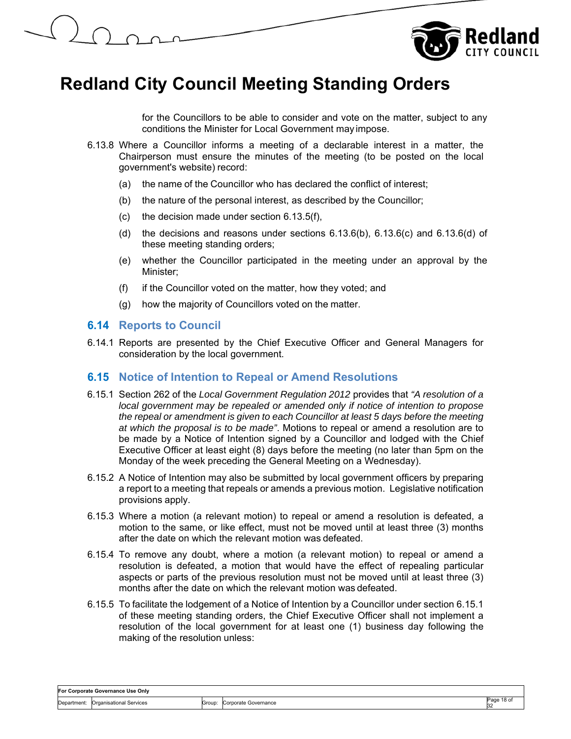for the Councillors to be able to consider and vote on the matter, subject to any conditions the Minister for Local Government may impose.

6.13.8 Where a Councillor informs a meeting of a declarable interest in a matter, the Chairperson must ensure the minutes of the meeting (to be posted on the local government's website) record:

(a) the name of the Councillor who has declared the conflict of interest;

(b) the nature of the personal interest, as described by the Councillor;

(c) the decision made under section 6.13.5(f),

(d) the decisions and reasons under sections 6.13.6(b), 6.13.6(c) and 6.13.6(d) of these meeting standing orders;

(e) whether the Councillor participated in the meeting under an approval by the Minister;

(f) if the Councillor voted on the matter, how they voted; and

(g) how the majority of Councillors voted on the matter.

## 6.14 Reports to Council

6.14.1 Reports are presented by the Chief Executive Officer and General Managers for consideration by the local government.

## 6.15 Notice of Intention to Repeal or Amend Resolutions

6.15.1 Section 262 of the *Local Government Regulation 2012* provides that *"A resolution of a local government may be repealed or amended only if notice of intention to propose the repeal or amendment is given to each Councillor at least 5 days before the meeting at which the proposal is to be made"*. Motions to repeal or amend a resolution are to be made by a Notice of Intention signed by a Councillor and lodged with the Chief Executive Officer at least eight (8) days before the meeting (no later than 5pm on the Monday of the week preceding the General Meeting on a Wednesday).

6.15.2 A Notice of Intention may also be submitted by local government officers by preparing a report to a meeting that repeals or amends a previous motion. Legislative notification provisions apply.

6.15.3 Where a motion (a relevant motion) to repeal or amend a resolution is defeated, a motion to the same, or like effect, must not be moved until at least three (3) months after the date on which the relevant motion was defeated.

6.15.4 To remove any doubt, where a motion (a relevant motion) to repeal or amend a resolution is defeated, a motion that would have the effect of repealing particular aspects or parts of the previous resolution must not be moved until at least three (3) months after the date on which the relevant motion was defeated.

6.15.5 To facilitate the lodgement of a Notice of Intention by a Councillor under section 6.15.1 of these meeting standing orders, the Chief Executive Officer shall not implement a resolution of the local government for at least one (1) business day following the making of the resolution unless: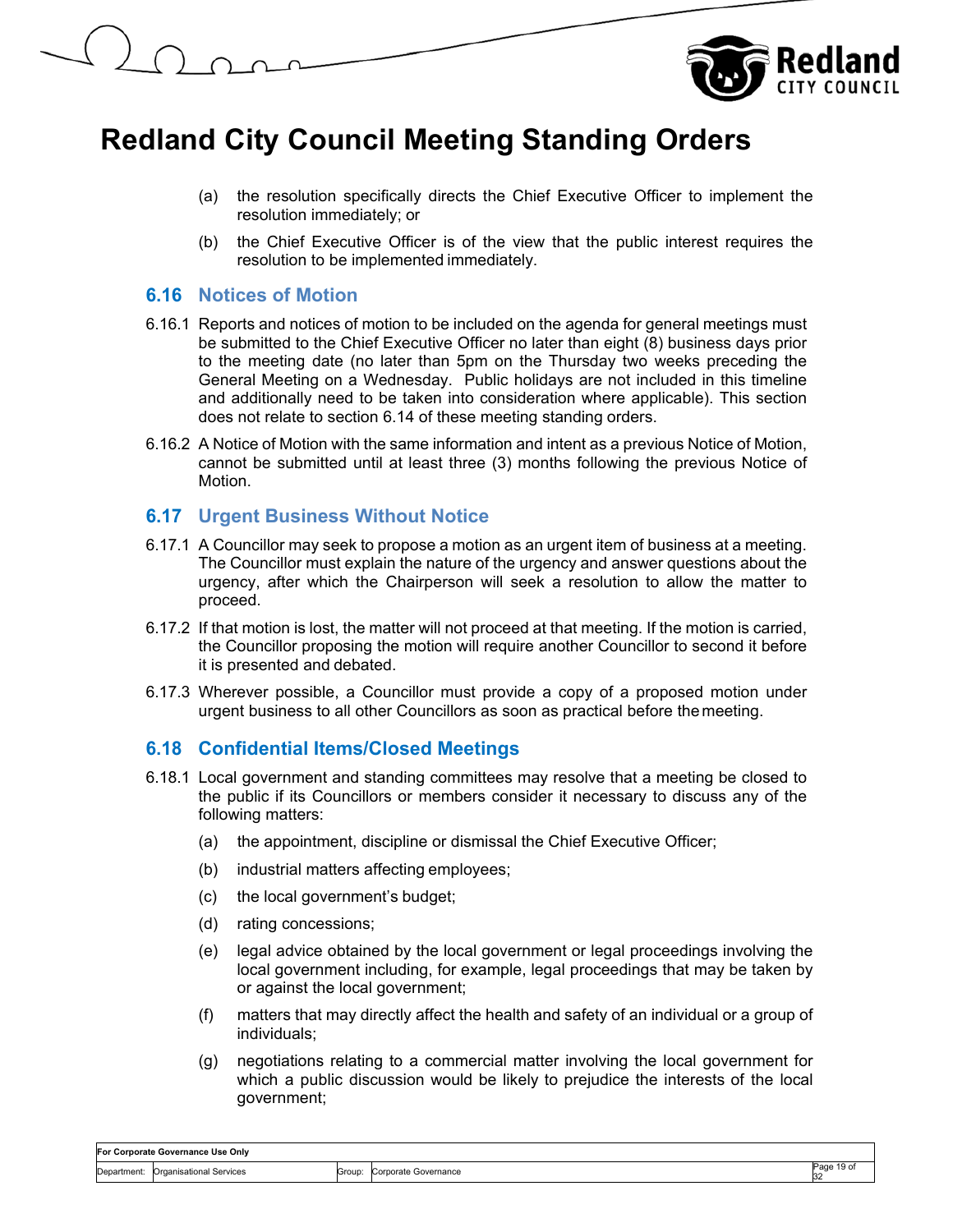(a) the resolution specifically directs the Chief Executive Officer to implement the resolution immediately; or

(b) the Chief Executive Officer is of the view that the public interest requires the resolution to be implemented immediately.

## 6.16 Notices of Motion

6.16.1 Reports and notices of motion to be included on the agenda for general meetings must be submitted to the Chief Executive Officer no later than eight (8) business days prior to the meeting date (no later than 5pm on the Thursday two weeks preceding the General Meeting on a Wednesday. Public holidays are not included in this timeline and additionally need to be taken into consideration where applicable). This section does not relate to section 6.14 of these meeting standing orders.

6.16.2 A Notice of Motion with the same information and intent as a previous Notice of Motion, cannot be submitted until at least three (3) months following the previous Notice of Motion.

## 6.17 Urgent Business Without Notice

6.17.1 A Councillor may seek to propose a motion as an urgent item of business at a meeting. The Councillor must explain the nature of the urgency and answer questions about the urgency, after which the Chairperson will seek a resolution to allow the matter to proceed.

6.17.2 If that motion is lost, the matter will not proceed at that meeting. If the motion is carried, the Councillor proposing the motion will require another Councillor to second it before it is presented and debated.

6.17.3 Wherever possible, a Councillor must provide a copy of a proposed motion under urgent business to all other Councillors as soon as practical before the meeting.

## 6.18 Confidential Items/Closed Meetings

6.18.1 Local government and standing committees may resolve that a meeting be closed to the public if its Councillors or members consider it necessary to discuss any of the following matters:

(a) the appointment, discipline or dismissal the Chief Executive Officer;

(b) industrial matters affecting employees;

(c) the local government's budget;

(d) rating concessions;

(e) legal advice obtained by the local government or legal proceedings involving the local government including, for example, legal proceedings that may be taken by or against the local government;

(f) matters that may directly affect the health and safety of an individual or a group of individuals;

(g) negotiations relating to a commercial matter involving the local government for which a public discussion would be likely to prejudice the interests of the local government;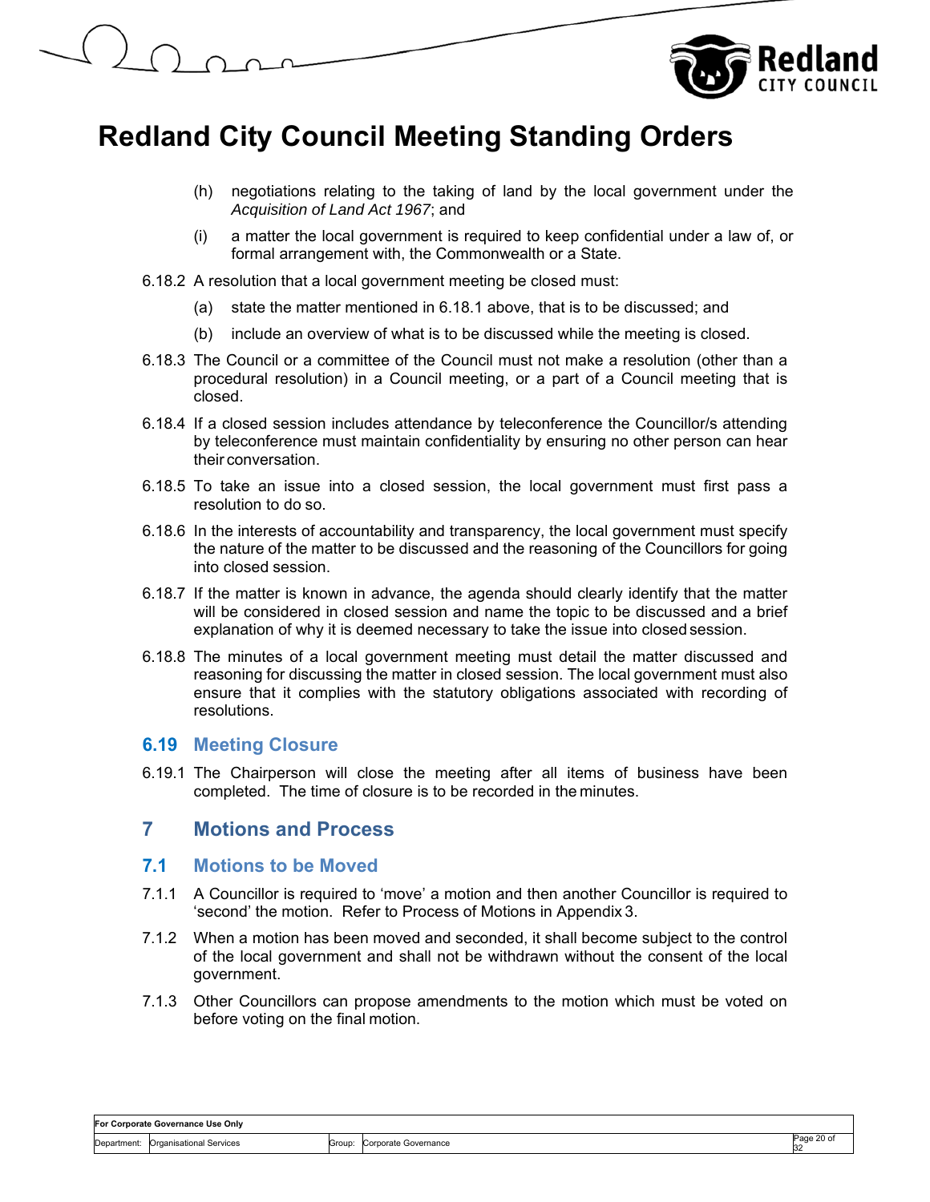(h) negotiations relating to the taking of land by the local government under the *Acquisition of Land Act 1967*; and

(i) a matter the local government is required to keep confidential under a law of, or formal arrangement with, the Commonwealth or a State.

6.18.2 A resolution that a local government meeting be closed must:

(a) state the matter mentioned in 6.18.1 above, that is to be discussed; and

(b) include an overview of what is to be discussed while the meeting is closed.

6.18.3 The Council or a committee of the Council must not make a resolution (other than a procedural resolution) in a Council meeting, or a part of a Council meeting that is closed.

6.18.4 If a closed session includes attendance by teleconference the Councillor/s attending by teleconference must maintain confidentiality by ensuring no other person can hear their conversation.

6.18.5 To take an issue into a closed session, the local government must first pass a resolution to do so.

6.18.6 In the interests of accountability and transparency, the local government must specify the nature of the matter to be discussed and the reasoning of the Councillors for going into closed session.

6.18.7 If the matter is known in advance, the agenda should clearly identify that the matter will be considered in closed session and name the topic to be discussed and a brief explanation of why it is deemed necessary to take the issue into closed session.

6.18.8 The minutes of a local government meeting must detail the matter discussed and reasoning for discussing the matter in closed session. The local government must also ensure that it complies with the statutory obligations associated with recording of resolutions.

### 6.19 Meeting Closure

6.19.1 The Chairperson will close the meeting after all items of business have been completed. The time of closure is to be recorded in the minutes.

## 7 Motions and Process

### 7.1 Motions to be Moved

7.1.1 A Councillor is required to 'move' a motion and then another Councillor is required to 'second' the motion. Refer to Process of Motions in Appendix 3.

7.1.2 When a motion has been moved and seconded, it shall become subject to the control of the local government and shall not be withdrawn without the consent of the local government.

7.1.3 Other Councillors can propose amendments to the motion which must be voted on before voting on the final motion.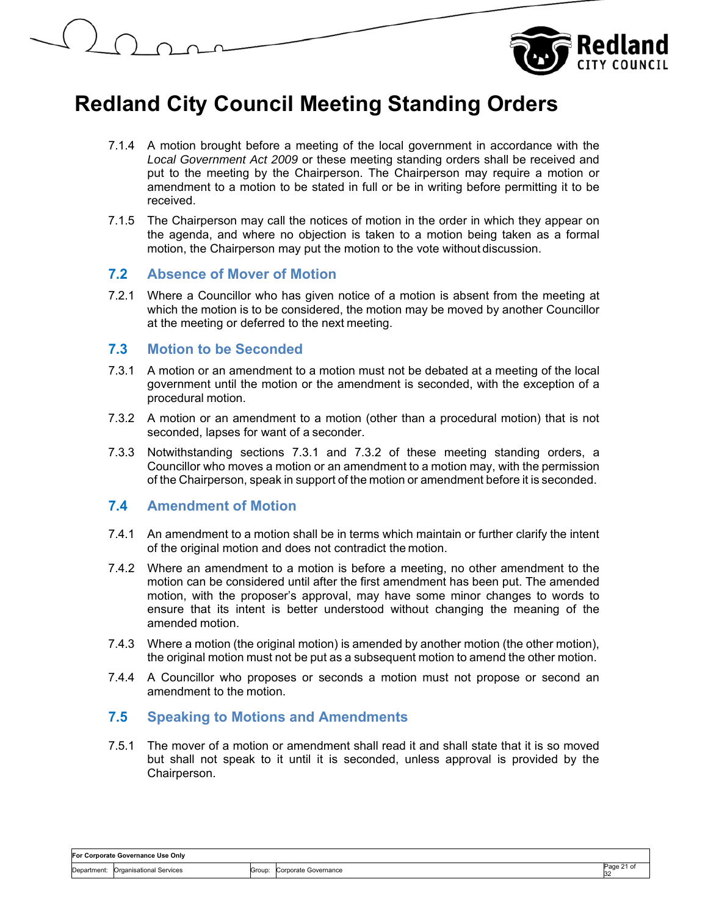7.1.4 A motion brought before a meeting of the local government in accordance with the *Local Government Act 2009* or these meeting standing orders shall be received and put to the meeting by the Chairperson. The Chairperson may require a motion or amendment to a motion to be stated in full or be in writing before permitting it to be received.

7.1.5 The Chairperson may call the notices of motion in the order in which they appear on the agenda, and where no objection is taken to a motion being taken as a formal motion, the Chairperson may put the motion to the vote without discussion.

## 7.2 Absence of Mover of Motion

7.2.1 Where a Councillor who has given notice of a motion is absent from the meeting at which the motion is to be considered, the motion may be moved by another Councillor at the meeting or deferred to the next meeting.

## 7.3 Motion to be Seconded

7.3.1 A motion or an amendment to a motion must not be debated at a meeting of the local government until the motion or the amendment is seconded, with the exception of a procedural motion.

7.3.2 A motion or an amendment to a motion (other than a procedural motion) that is not seconded, lapses for want of a seconder.

7.3.3 Notwithstanding sections 7.3.1 and 7.3.2 of these meeting standing orders, a Councillor who moves a motion or an amendment to a motion may, with the permission of the Chairperson, speak in support of the motion or amendment before it is seconded.

## 7.4 Amendment of Motion

7.4.1 An amendment to a motion shall be in terms which maintain or further clarify the intent of the original motion and does not contradict the motion.

7.4.2 Where an amendment to a motion is before a meeting, no other amendment to the motion can be considered until after the first amendment has been put. The amended motion, with the proposer's approval, may have some minor changes to words to ensure that its intent is better understood without changing the meaning of the amended motion.

7.4.3 Where a motion (the original motion) is amended by another motion (the other motion), the original motion must not be put as a subsequent motion to amend the other motion.

7.4.4 A Councillor who proposes or seconds a motion must not propose or second an amendment to the motion.

## 7.5 Speaking to Motions and Amendments

7.5.1 The mover of a motion or amendment shall read it and shall state that it is so moved but shall not speak to it until it is seconded, unless approval is provided by the Chairperson.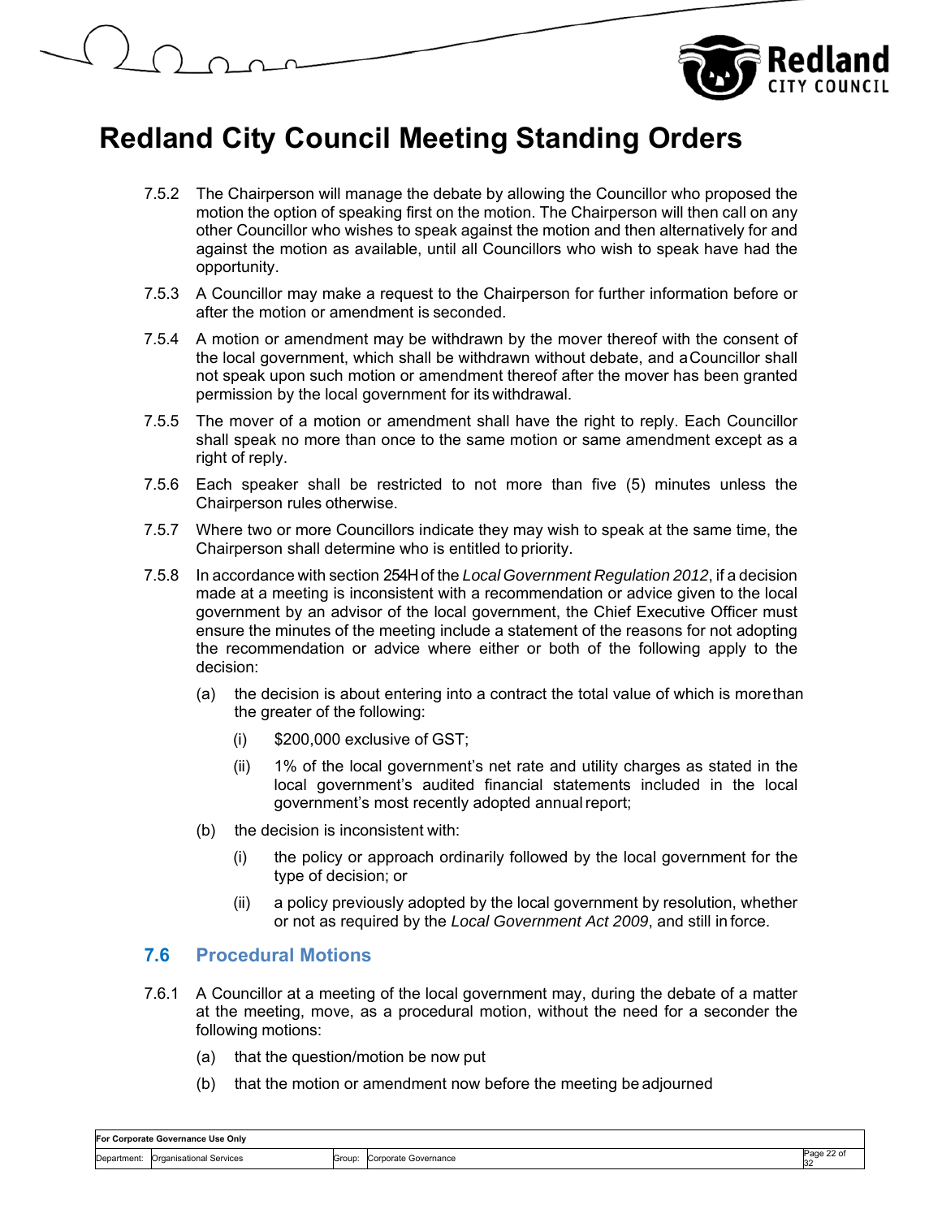7.5.2 The Chairperson will manage the debate by allowing the Councillor who proposed the motion the option of speaking first on the motion. The Chairperson will then call on any other Councillor who wishes to speak against the motion and then alternatively for and against the motion as available, until all Councillors who wish to speak have had the opportunity.

7.5.3 A Councillor may make a request to the Chairperson for further information before or after the motion or amendment is seconded.

7.5.4 A motion or amendment may be withdrawn by the mover thereof with the consent of the local government, which shall be withdrawn without debate, and a Councillor shall not speak upon such motion or amendment thereof after the mover has been granted permission by the local government for its withdrawal.

7.5.5 The mover of a motion or amendment shall have the right to reply. Each Councillor shall speak no more than once to the same motion or same amendment except as a right of reply.

7.5.6 Each speaker shall be restricted to not more than five (5) minutes unless the Chairperson rules otherwise.

7.5.7 Where two or more Councillors indicate they may wish to speak at the same time, the Chairperson shall determine who is entitled to priority.

7.5.8 In accordance with section 254H of the *Local Government Regulation 2012*, if a decision made at a meeting is inconsistent with a recommendation or advice given to the local government by an advisor of the local government, the Chief Executive Officer must ensure the minutes of the meeting include a statement of the reasons for not adopting the recommendation or advice where either or both of the following apply to the decision:

(a) the decision is about entering into a contract the total value of which is more than the greater of the following:

  (i) $200,000 exclusive of GST;

  (ii) 1% of the local government's net rate and utility charges as stated in the local government's audited financial statements included in the local government's most recently adopted annual report;

(b) the decision is inconsistent with:

  (i) the policy or approach ordinarily followed by the local government for the type of decision; or

  (ii) a policy previously adopted by the local government by resolution, whether or not as required by the *Local Government Act 2009*, and still in force.

## 7.6 Procedural Motions

7.6.1 A Councillor at a meeting of the local government may, during the debate of a matter at the meeting, move, as a procedural motion, without the need for a seconder the following motions:

(a) that the question/motion be now put

(b) that the motion or amendment now before the meeting be adjourned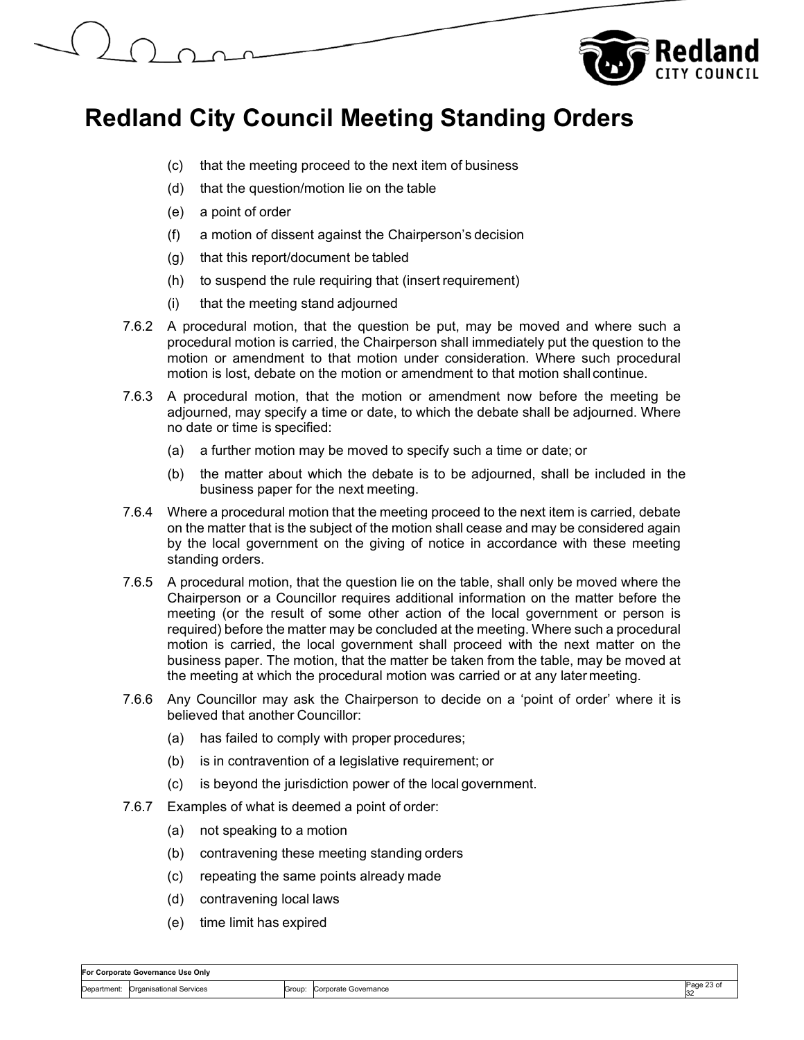(c) that the meeting proceed to the next item of business

(d) that the question/motion lie on the table

(e) a point of order

(f) a motion of dissent against the Chairperson's decision

(g) that this report/document be tabled

(h) to suspend the rule requiring that (insert requirement)

(i) that the meeting stand adjourned

7.6.2 A procedural motion, that the question be put, may be moved and where such a procedural motion is carried, the Chairperson shall immediately put the question to the motion or amendment to that motion under consideration. Where such procedural motion is lost, debate on the motion or amendment to that motion shall continue.

7.6.3 A procedural motion, that the motion or amendment now before the meeting be adjourned, may specify a time or date, to which the debate shall be adjourned. Where no date or time is specified:

(a) a further motion may be moved to specify such a time or date; or

(b) the matter about which the debate is to be adjourned, shall be included in the business paper for the next meeting.

7.6.4 Where a procedural motion that the meeting proceed to the next item is carried, debate on the matter that is the subject of the motion shall cease and may be considered again by the local government on the giving of notice in accordance with these meeting standing orders.

7.6.5 A procedural motion, that the question lie on the table, shall only be moved where the Chairperson or a Councillor requires additional information on the matter before the meeting (or the result of some other action of the local government or person is required) before the matter may be concluded at the meeting. Where such a procedural motion is carried, the local government shall proceed with the next matter on the business paper. The motion, that the matter be taken from the table, may be moved at the meeting at which the procedural motion was carried or at any later meeting.

7.6.6 Any Councillor may ask the Chairperson to decide on a 'point of order' where it is believed that another Councillor:

(a) has failed to comply with proper procedures;

(b) is in contravention of a legislative requirement; or

(c) is beyond the jurisdiction power of the local government.

7.6.7 Examples of what is deemed a point of order:

(a) not speaking to a motion

(b) contravening these meeting standing orders

(c) repeating the same points already made

(d) contravening local laws

(e) time limit has expired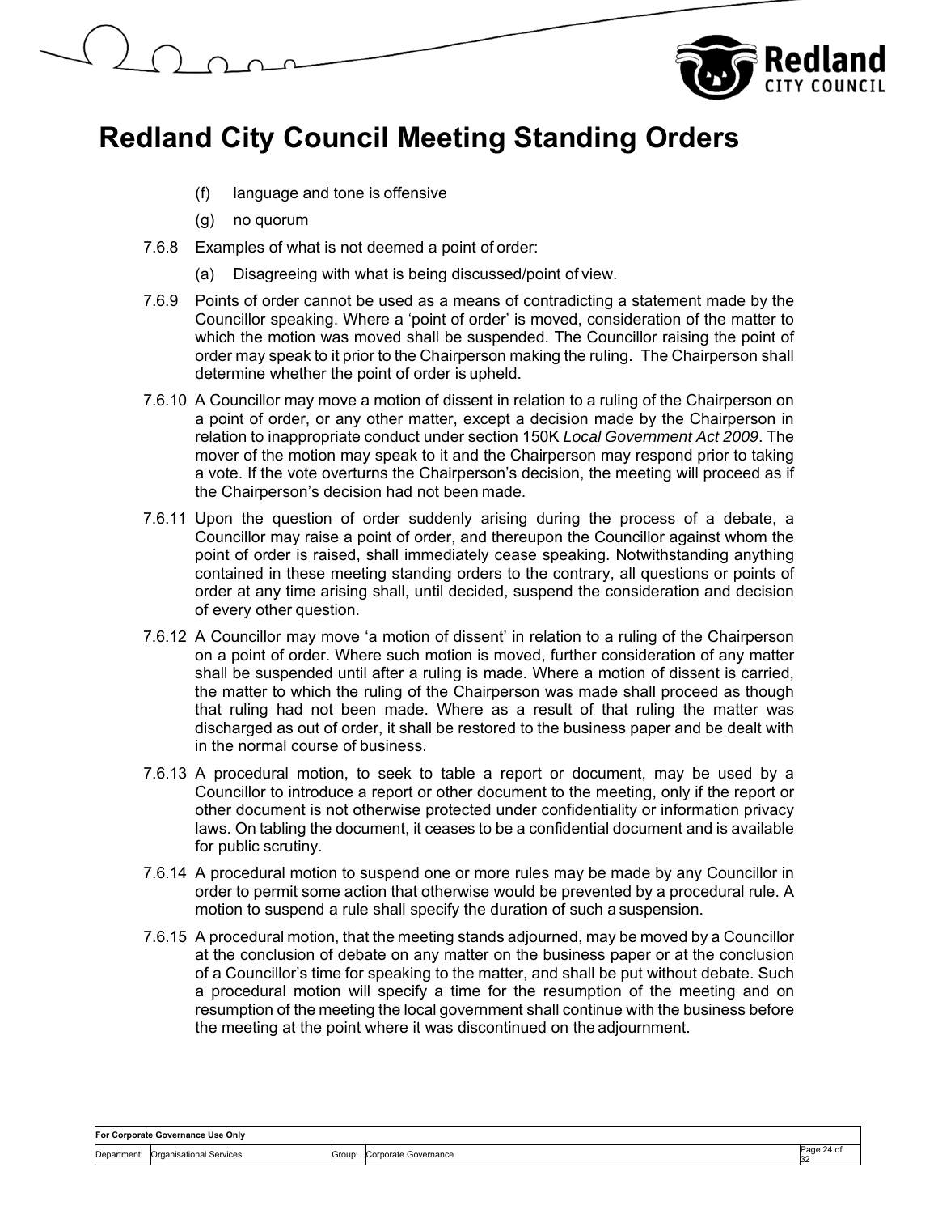(f) language and tone is offensive

(g) no quorum

7.6.8 Examples of what is not deemed a point of order:

(a) Disagreeing with what is being discussed/point of view.

7.6.9 Points of order cannot be used as a means of contradicting a statement made by the Councillor speaking. Where a 'point of order' is moved, consideration of the matter to which the motion was moved shall be suspended. The Councillor raising the point of order may speak to it prior to the Chairperson making the ruling. The Chairperson shall determine whether the point of order is upheld.

7.6.10 A Councillor may move a motion of dissent in relation to a ruling of the Chairperson on a point of order, or any other matter, except a decision made by the Chairperson in relation to inappropriate conduct under section 150K *Local Government Act 2009*. The mover of the motion may speak to it and the Chairperson may respond prior to taking a vote. If the vote overturns the Chairperson's decision, the meeting will proceed as if the Chairperson's decision had not been made.

7.6.11 Upon the question of order suddenly arising during the process of a debate, a Councillor may raise a point of order, and thereupon the Councillor against whom the point of order is raised, shall immediately cease speaking. Notwithstanding anything contained in these meeting standing orders to the contrary, all questions or points of order at any time arising shall, until decided, suspend the consideration and decision of every other question.

7.6.12 A Councillor may move 'a motion of dissent' in relation to a ruling of the Chairperson on a point of order. Where such motion is moved, further consideration of any matter shall be suspended until after a ruling is made. Where a motion of dissent is carried, the matter to which the ruling of the Chairperson was made shall proceed as though that ruling had not been made. Where as a result of that ruling the matter was discharged as out of order, it shall be restored to the business paper and be dealt with in the normal course of business.

7.6.13 A procedural motion, to seek to table a report or document, may be used by a Councillor to introduce a report or other document to the meeting, only if the report or other document is not otherwise protected under confidentiality or information privacy laws. On tabling the document, it ceases to be a confidential document and is available for public scrutiny.

7.6.14 A procedural motion to suspend one or more rules may be made by any Councillor in order to permit some action that otherwise would be prevented by a procedural rule. A motion to suspend a rule shall specify the duration of such a suspension.

7.6.15 A procedural motion, that the meeting stands adjourned, may be moved by a Councillor at the conclusion of debate on any matter on the business paper or at the conclusion of a Councillor's time for speaking to the matter, and shall be put without debate. Such a procedural motion will specify a time for the resumption of the meeting and on resumption of the meeting the local government shall continue with the business before the meeting at the point where it was discontinued on the adjournment.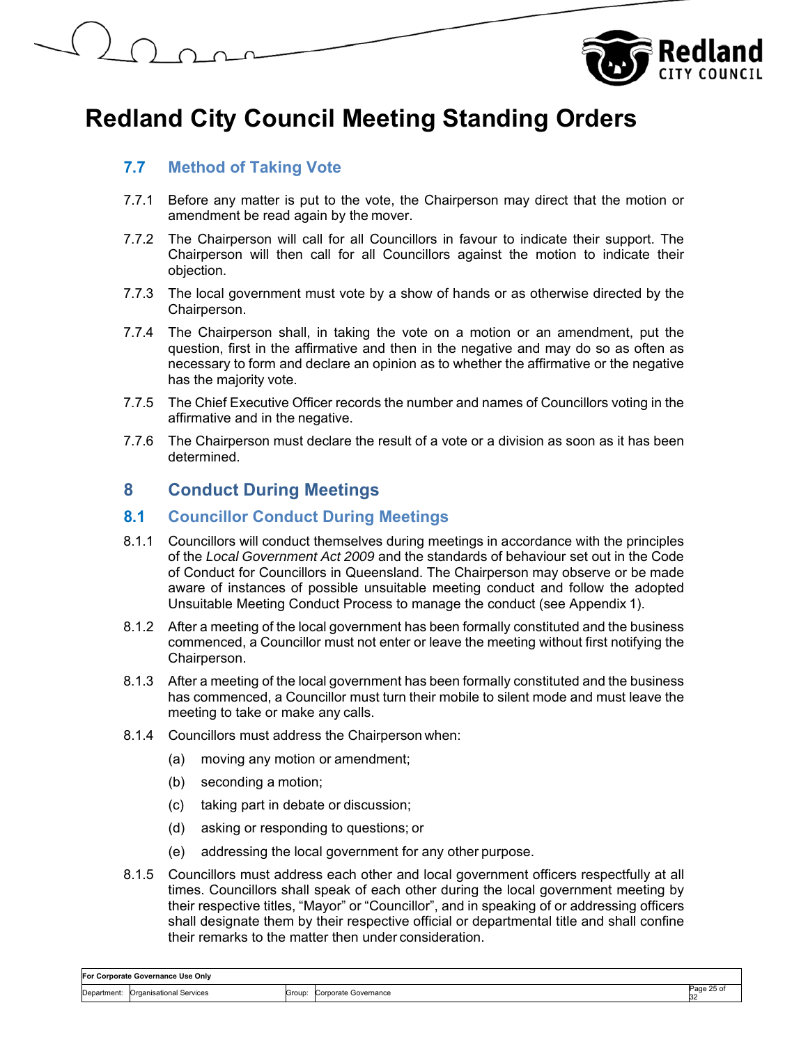## 7.7 Method of Taking Vote

7.7.1 Before any matter is put to the vote, the Chairperson may direct that the motion or amendment be read again by the mover.

7.7.2 The Chairperson will call for all Councillors in favour to indicate their support. The Chairperson will then call for all Councillors against the motion to indicate their objection.

7.7.3 The local government must vote by a show of hands or as otherwise directed by the Chairperson.

7.7.4 The Chairperson shall, in taking the vote on a motion or an amendment, put the question, first in the affirmative and then in the negative and may do so as often as necessary to form and declare an opinion as to whether the affirmative or the negative has the majority vote.

7.7.5 The Chief Executive Officer records the number and names of Councillors voting in the affirmative and in the negative.

7.7.6 The Chairperson must declare the result of a vote or a division as soon as it has been determined.

# 8 Conduct During Meetings

## 8.1 Councillor Conduct During Meetings

8.1.1 Councillors will conduct themselves during meetings in accordance with the principles of the *Local Government Act 2009* and the standards of behaviour set out in the Code of Conduct for Councillors in Queensland. The Chairperson may observe or be made aware of instances of possible unsuitable meeting conduct and follow the adopted Unsuitable Meeting Conduct Process to manage the conduct (see Appendix 1).

8.1.2 After a meeting of the local government has been formally constituted and the business commenced, a Councillor must not enter or leave the meeting without first notifying the Chairperson.

8.1.3 After a meeting of the local government has been formally constituted and the business has commenced, a Councillor must turn their mobile to silent mode and must leave the meeting to take or make any calls.

8.1.4 Councillors must address the Chairperson when:

(a) moving any motion or amendment;

(b) seconding a motion;

(c) taking part in debate or discussion;

(d) asking or responding to questions; or

(e) addressing the local government for any other purpose.

8.1.5 Councillors must address each other and local government officers respectfully at all times. Councillors shall speak of each other during the local government meeting by their respective titles, "Mayor" or "Councillor", and in speaking of or addressing officers shall designate them by their respective official or departmental title and shall confine their remarks to the matter then under consideration.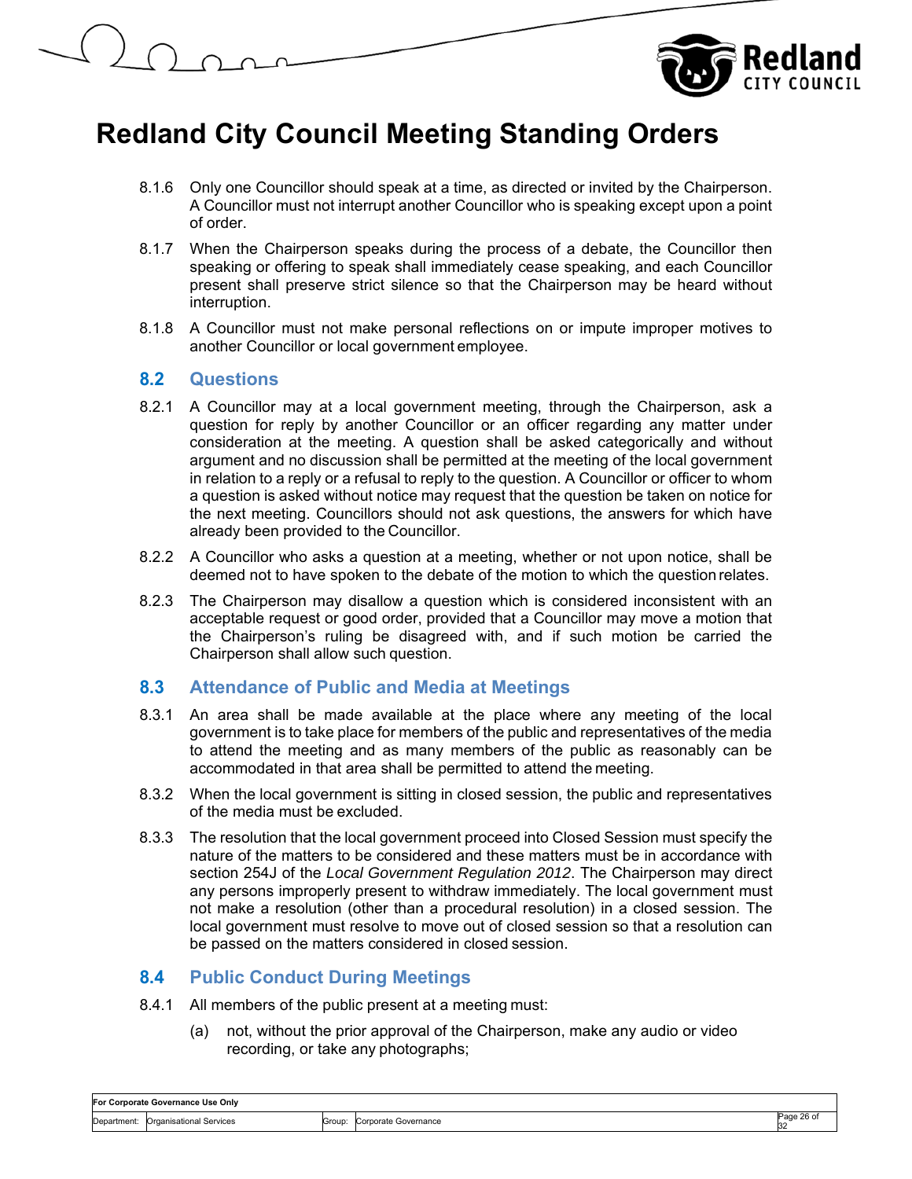8.1.6 Only one Councillor should speak at a time, as directed or invited by the Chairperson. A Councillor must not interrupt another Councillor who is speaking except upon a point of order.

8.1.7 When the Chairperson speaks during the process of a debate, the Councillor then speaking or offering to speak shall immediately cease speaking, and each Councillor present shall preserve strict silence so that the Chairperson may be heard without interruption.

8.1.8 A Councillor must not make personal reflections on or impute improper motives to another Councillor or local government employee.

## 8.2 Questions

8.2.1 A Councillor may at a local government meeting, through the Chairperson, ask a question for reply by another Councillor or an officer regarding any matter under consideration at the meeting. A question shall be asked categorically and without argument and no discussion shall be permitted at the meeting of the local government in relation to a reply or a refusal to reply to the question. A Councillor or officer to whom a question is asked without notice may request that the question be taken on notice for the next meeting. Councillors should not ask questions, the answers for which have already been provided to the Councillor.

8.2.2 A Councillor who asks a question at a meeting, whether or not upon notice, shall be deemed not to have spoken to the debate of the motion to which the question relates.

8.2.3 The Chairperson may disallow a question which is considered inconsistent with an acceptable request or good order, provided that a Councillor may move a motion that the Chairperson's ruling be disagreed with, and if such motion be carried the Chairperson shall allow such question.

## 8.3 Attendance of Public and Media at Meetings

8.3.1 An area shall be made available at the place where any meeting of the local government is to take place for members of the public and representatives of the media to attend the meeting and as many members of the public as reasonably can be accommodated in that area shall be permitted to attend the meeting.

8.3.2 When the local government is sitting in closed session, the public and representatives of the media must be excluded.

8.3.3 The resolution that the local government proceed into Closed Session must specify the nature of the matters to be considered and these matters must be in accordance with section 254J of the *Local Government Regulation 2012*. The Chairperson may direct any persons improperly present to withdraw immediately. The local government must not make a resolution (other than a procedural resolution) in a closed session. The local government must resolve to move out of closed session so that a resolution can be passed on the matters considered in closed session.

## 8.4 Public Conduct During Meetings

8.4.1 All members of the public present at a meeting must:

(a) not, without the prior approval of the Chairperson, make any audio or video recording, or take any photographs;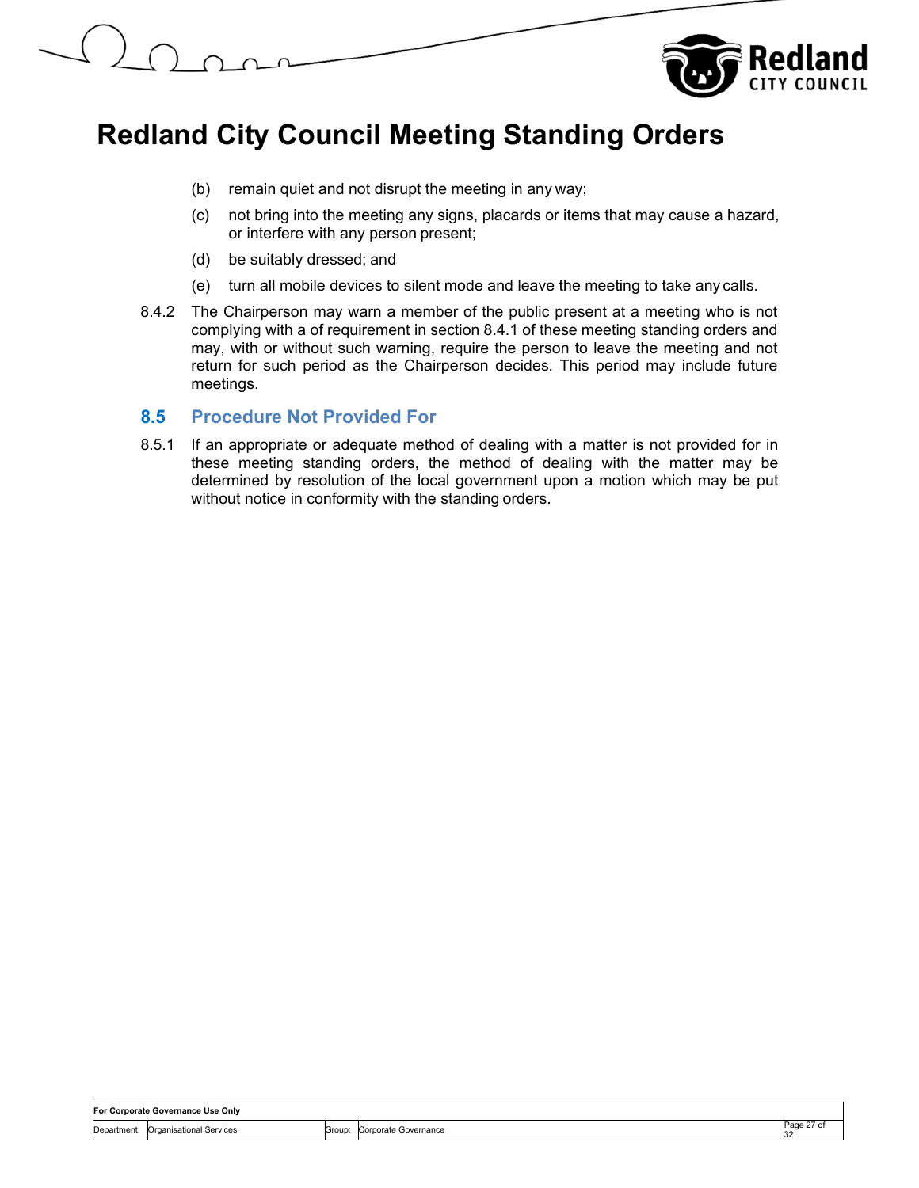(b) remain quiet and not disrupt the meeting in any way;

(c) not bring into the meeting any signs, placards or items that may cause a hazard, or interfere with any person present;

(d) be suitably dressed; and

(e) turn all mobile devices to silent mode and leave the meeting to take any calls.

8.4.2 The Chairperson may warn a member of the public present at a meeting who is not complying with a of requirement in section 8.4.1 of these meeting standing orders and may, with or without such warning, require the person to leave the meeting and not return for such period as the Chairperson decides. This period may include future meetings.

## 8.5 Procedure Not Provided For

8.5.1 If an appropriate or adequate method of dealing with a matter is not provided for in these meeting standing orders, the method of dealing with the matter may be determined by resolution of the local government upon a motion which may be put without notice in conformity with the standing orders.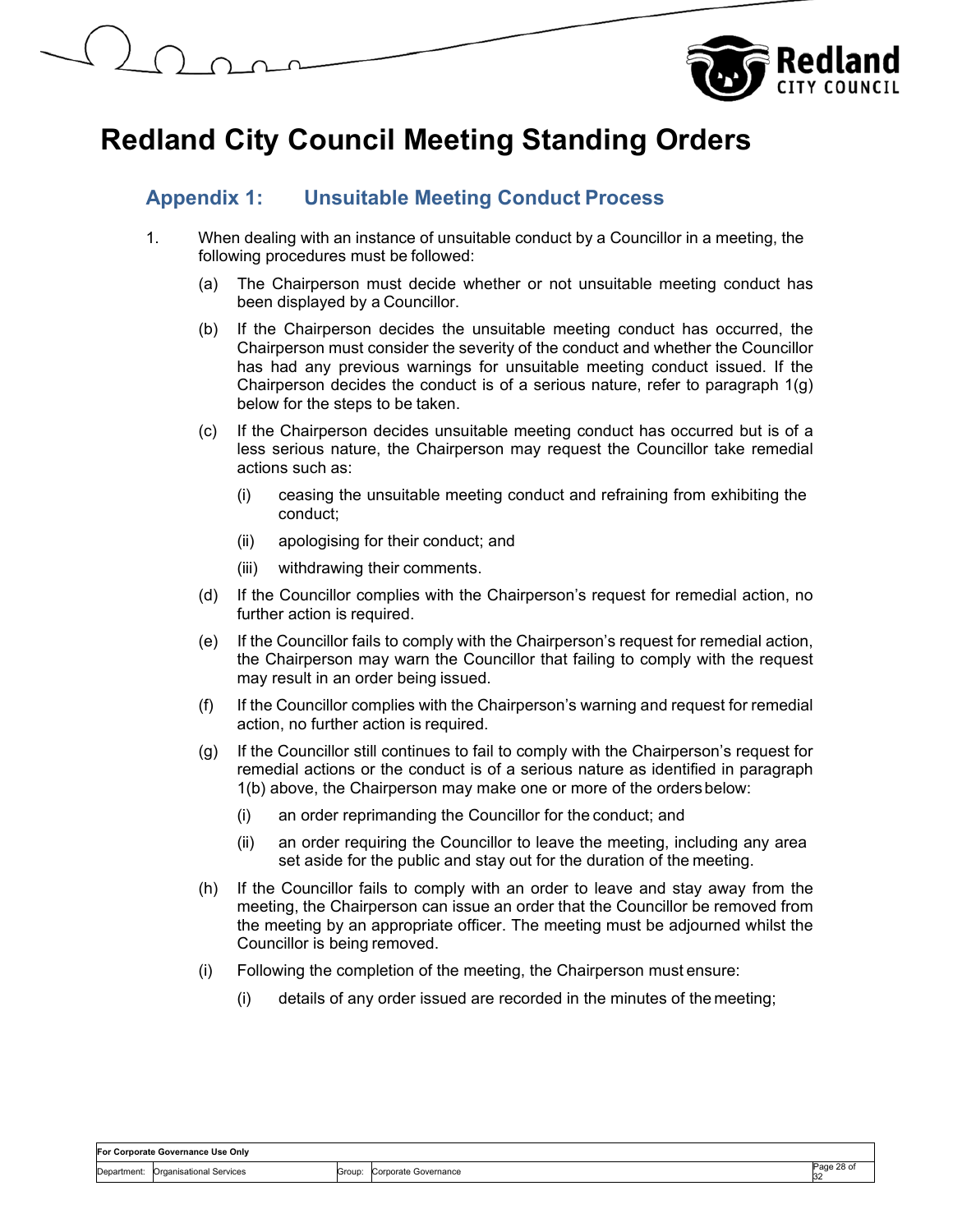# Redland City Council Meeting Standing Orders

## Appendix 1: Unsuitable Meeting Conduct Process

1. When dealing with an instance of unsuitable conduct by a Councillor in a meeting, the following procedures must be followed:

   (a) The Chairperson must decide whether or not unsuitable meeting conduct has been displayed by a Councillor.

   (b) If the Chairperson decides the unsuitable meeting conduct has occurred, the Chairperson must consider the severity of the conduct and whether the Councillor has had any previous warnings for unsuitable meeting conduct issued. If the Chairperson decides the conduct is of a serious nature, refer to paragraph 1(g) below for the steps to be taken.

   (c) If the Chairperson decides unsuitable meeting conduct has occurred but is of a less serious nature, the Chairperson may request the Councillor take remedial actions such as:

      (i) ceasing the unsuitable meeting conduct and refraining from exhibiting the conduct;

      (ii) apologising for their conduct; and

      (iii) withdrawing their comments.

   (d) If the Councillor complies with the Chairperson's request for remedial action, no further action is required.

   (e) If the Councillor fails to comply with the Chairperson's request for remedial action, the Chairperson may warn the Councillor that failing to comply with the request may result in an order being issued.

   (f) If the Councillor complies with the Chairperson's warning and request for remedial action, no further action is required.

   (g) If the Councillor still continues to fail to comply with the Chairperson's request for remedial actions or the conduct is of a serious nature as identified in paragraph 1(b) above, the Chairperson may make one or more of the orders below:

      (i) an order reprimanding the Councillor for the conduct; and

      (ii) an order requiring the Councillor to leave the meeting, including any area set aside for the public and stay out for the duration of the meeting.

   (h) If the Councillor fails to comply with an order to leave and stay away from the meeting, the Chairperson can issue an order that the Councillor be removed from the meeting by an appropriate officer. The meeting must be adjourned whilst the Councillor is being removed.

   (i) Following the completion of the meeting, the Chairperson must ensure:

      (i) details of any order issued are recorded in the minutes of the meeting;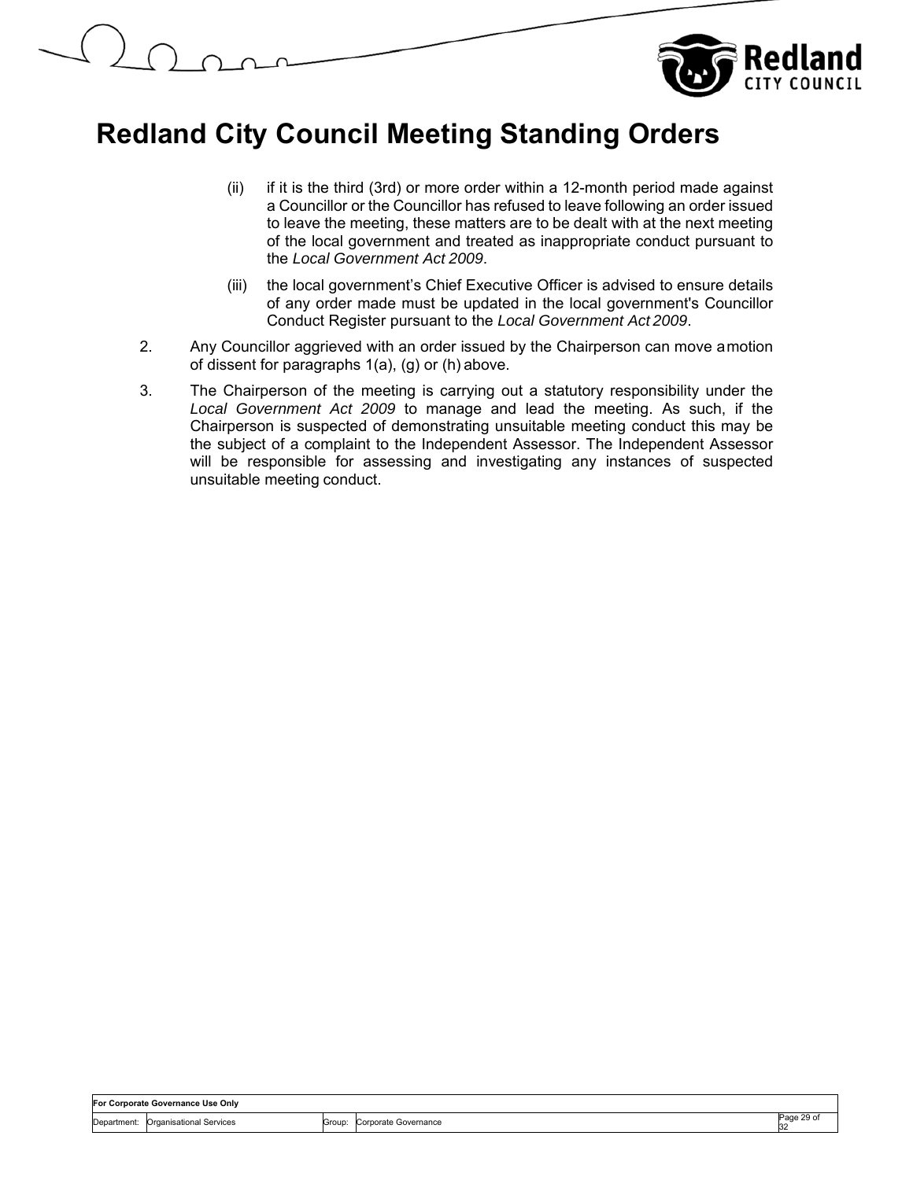(ii) if it is the third (3rd) or more order within a 12-month period made against a Councillor or the Councillor has refused to leave following an order issued to leave the meeting, these matters are to be dealt with at the next meeting of the local government and treated as inappropriate conduct pursuant to the *Local Government Act 2009*.

(iii) the local government's Chief Executive Officer is advised to ensure details of any order made must be updated in the local government's Councillor Conduct Register pursuant to the *Local Government Act 2009*.

2. Any Councillor aggrieved with an order issued by the Chairperson can move a motion of dissent for paragraphs 1(a), (g) or (h) above.

3. The Chairperson of the meeting is carrying out a statutory responsibility under the *Local Government Act 2009* to manage and lead the meeting. As such, if the Chairperson is suspected of demonstrating unsuitable meeting conduct this may be the subject of a complaint to the Independent Assessor. The Independent Assessor will be responsible for assessing and investigating any instances of suspected unsuitable meeting conduct.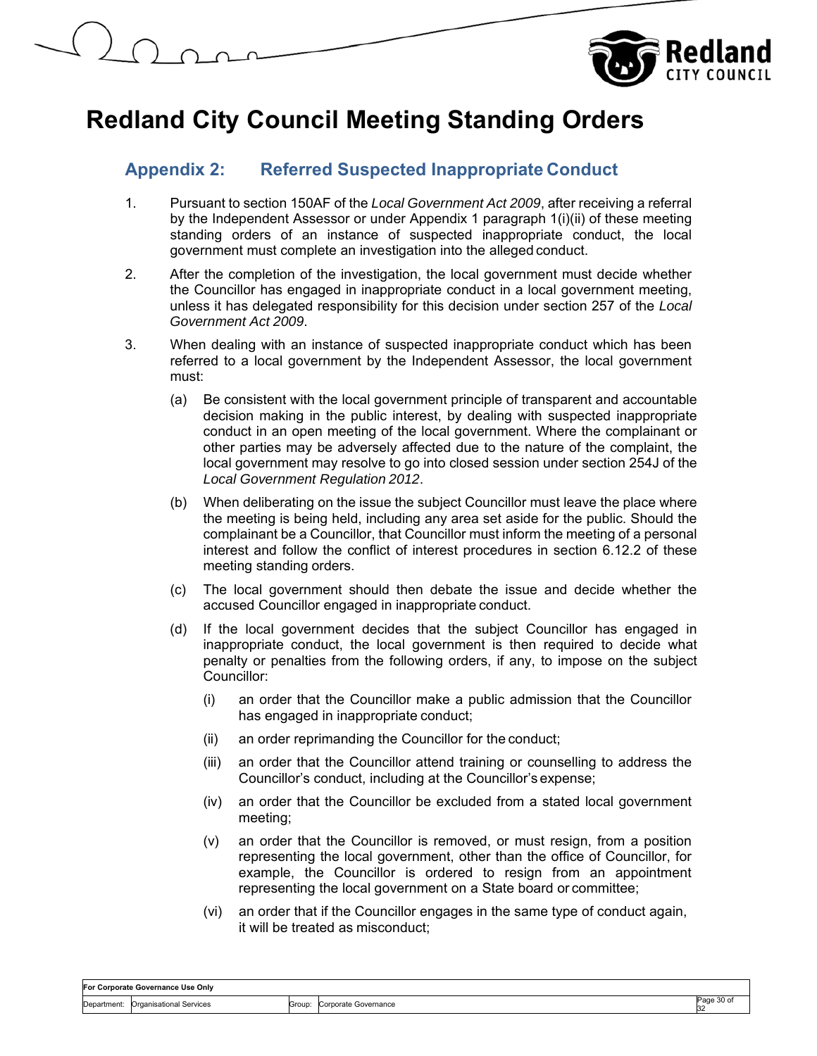# Redland City Council Meeting Standing Orders

## Appendix 2: Referred Suspected Inappropriate Conduct

1. Pursuant to section 150AF of the *Local Government Act 2009*, after receiving a referral by the Independent Assessor or under Appendix 1 paragraph 1(i)(ii) of these meeting standing orders of an instance of suspected inappropriate conduct, the local government must complete an investigation into the alleged conduct.

2. After the completion of the investigation, the local government must decide whether the Councillor has engaged in inappropriate conduct in a local government meeting, unless it has delegated responsibility for this decision under section 257 of the *Local Government Act 2009*.

3. When dealing with an instance of suspected inappropriate conduct which has been referred to a local government by the Independent Assessor, the local government must:

   (a) Be consistent with the local government principle of transparent and accountable decision making in the public interest, by dealing with suspected inappropriate conduct in an open meeting of the local government. Where the complainant or other parties may be adversely affected due to the nature of the complaint, the local government may resolve to go into closed session under section 254J of the *Local Government Regulation 2012*.

   (b) When deliberating on the issue the subject Councillor must leave the place where the meeting is being held, including any area set aside for the public. Should the complainant be a Councillor, that Councillor must inform the meeting of a personal interest and follow the conflict of interest procedures in section 6.12.2 of these meeting standing orders.

   (c) The local government should then debate the issue and decide whether the accused Councillor engaged in inappropriate conduct.

   (d) If the local government decides that the subject Councillor has engaged in inappropriate conduct, the local government is then required to decide what penalty or penalties from the following orders, if any, to impose on the subject Councillor:

      (i) an order that the Councillor make a public admission that the Councillor has engaged in inappropriate conduct;

      (ii) an order reprimanding the Councillor for the conduct;

      (iii) an order that the Councillor attend training or counselling to address the Councillor's conduct, including at the Councillor's expense;

      (iv) an order that the Councillor be excluded from a stated local government meeting;

      (v) an order that the Councillor is removed, or must resign, from a position representing the local government, other than the office of Councillor, for example, the Councillor is ordered to resign from an appointment representing the local government on a State board or committee;

      (vi) an order that if the Councillor engages in the same type of conduct again, it will be treated as misconduct;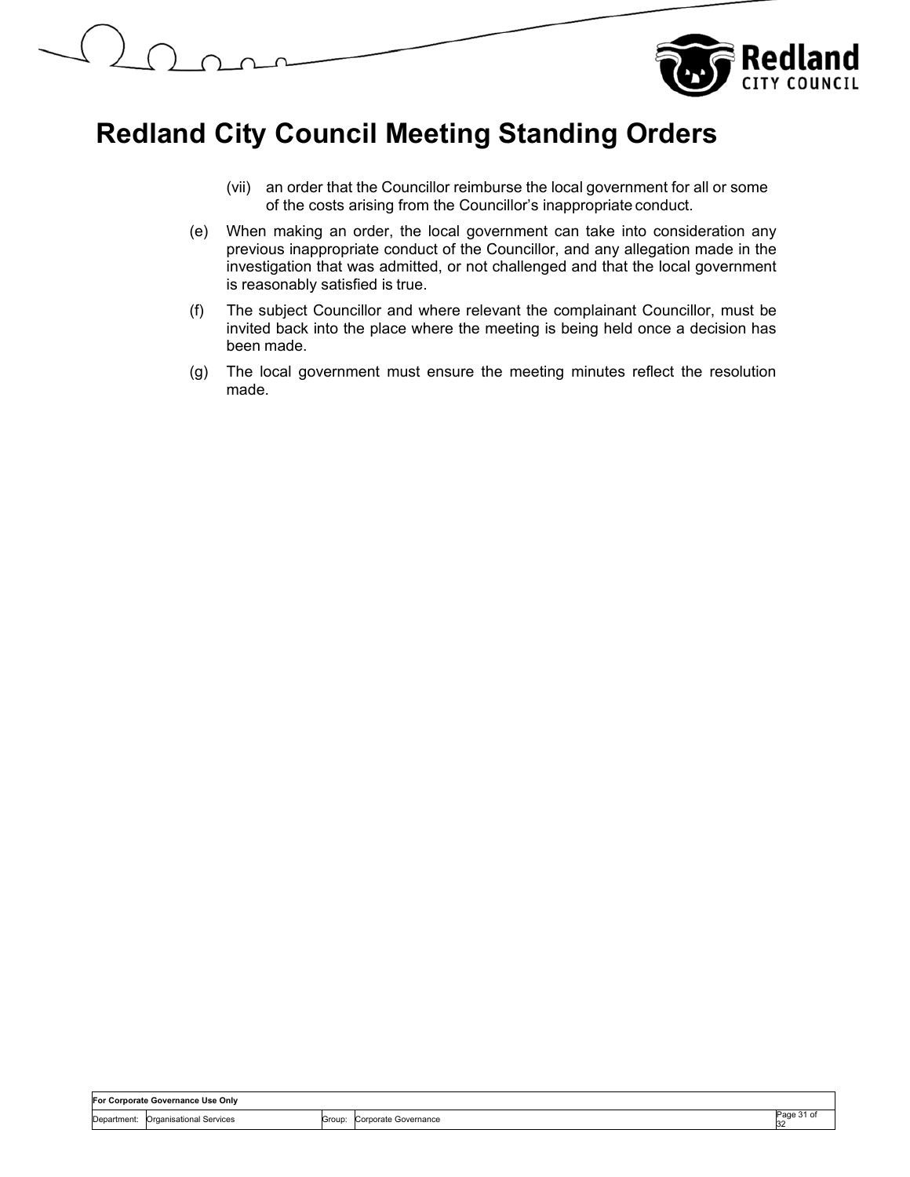(vii) an order that the Councillor reimburse the local government for all or some of the costs arising from the Councillor's inappropriate conduct.

(e) When making an order, the local government can take into consideration any previous inappropriate conduct of the Councillor, and any allegation made in the investigation that was admitted, or not challenged and that the local government is reasonably satisfied is true.

(f) The subject Councillor and where relevant the complainant Councillor, must be invited back into the place where the meeting is being held once a decision has been made.

(g) The local government must ensure the meeting minutes reflect the resolution made.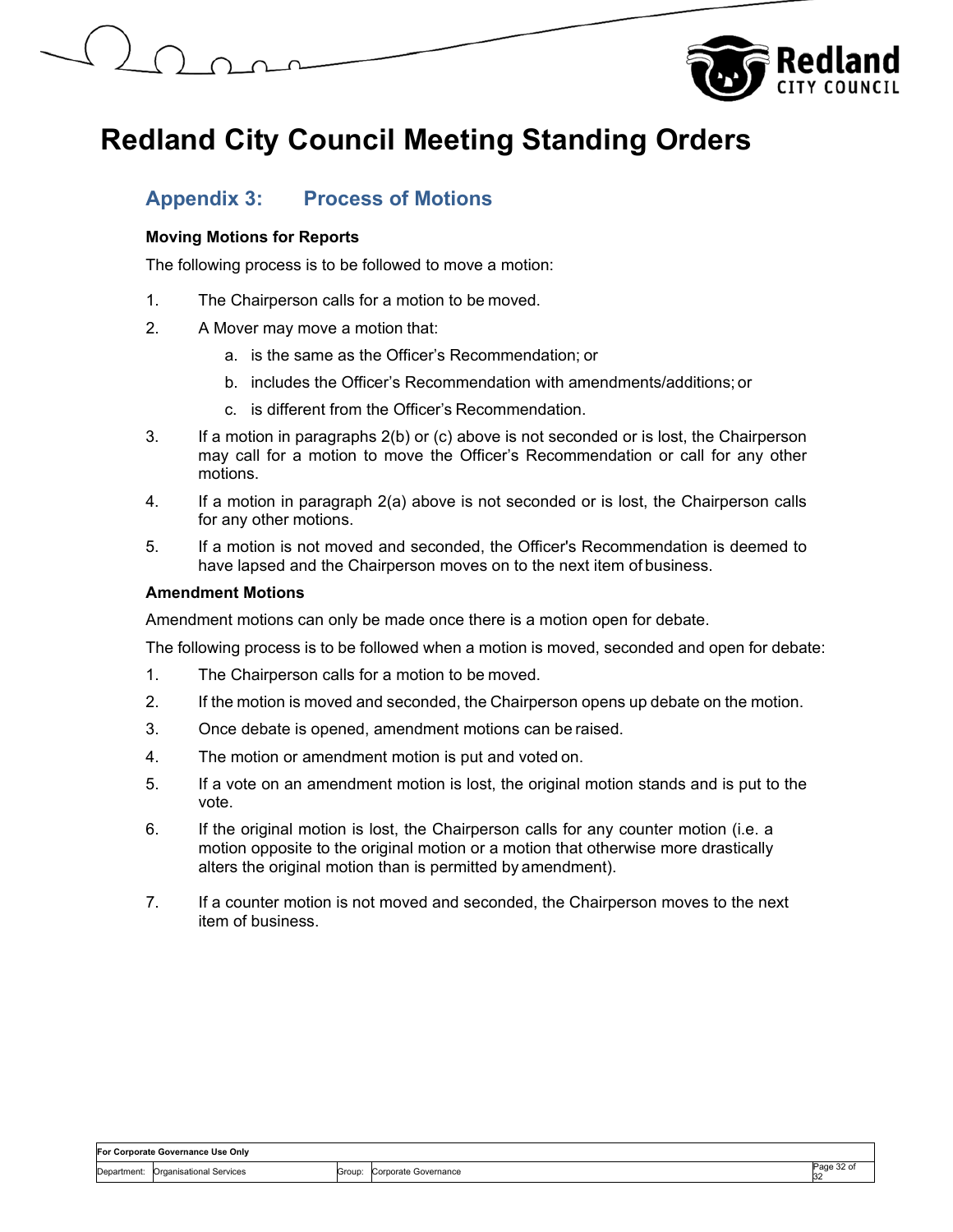# Redland City Council Meeting Standing Orders

## Appendix 3: Process of Motions

**Moving Motions for Reports**

The following process is to be followed to move a motion:

1. The Chairperson calls for a motion to be moved.
2. A Mover may move a motion that:
   a. is the same as the Officer's Recommendation; or
   b. includes the Officer's Recommendation with amendments/additions; or
   c. is different from the Officer's Recommendation.
3. If a motion in paragraphs 2(b) or (c) above is not seconded or is lost, the Chairperson may call for a motion to move the Officer's Recommendation or call for any other motions.
4. If a motion in paragraph 2(a) above is not seconded or is lost, the Chairperson calls for any other motions.
5. If a motion is not moved and seconded, the Officer's Recommendation is deemed to have lapsed and the Chairperson moves on to the next item of business.

**Amendment Motions**

Amendment motions can only be made once there is a motion open for debate.

The following process is to be followed when a motion is moved, seconded and open for debate:

1. The Chairperson calls for a motion to be moved.
2. If the motion is moved and seconded, the Chairperson opens up debate on the motion.
3. Once debate is opened, amendment motions can be raised.
4. The motion or amendment motion is put and voted on.
5. If a vote on an amendment motion is lost, the original motion stands and is put to the vote.
6. If the original motion is lost, the Chairperson calls for any counter motion (i.e. a motion opposite to the original motion or a motion that otherwise more drastically alters the original motion than is permitted by amendment).
7. If a counter motion is not moved and seconded, the Chairperson moves to the next item of business.